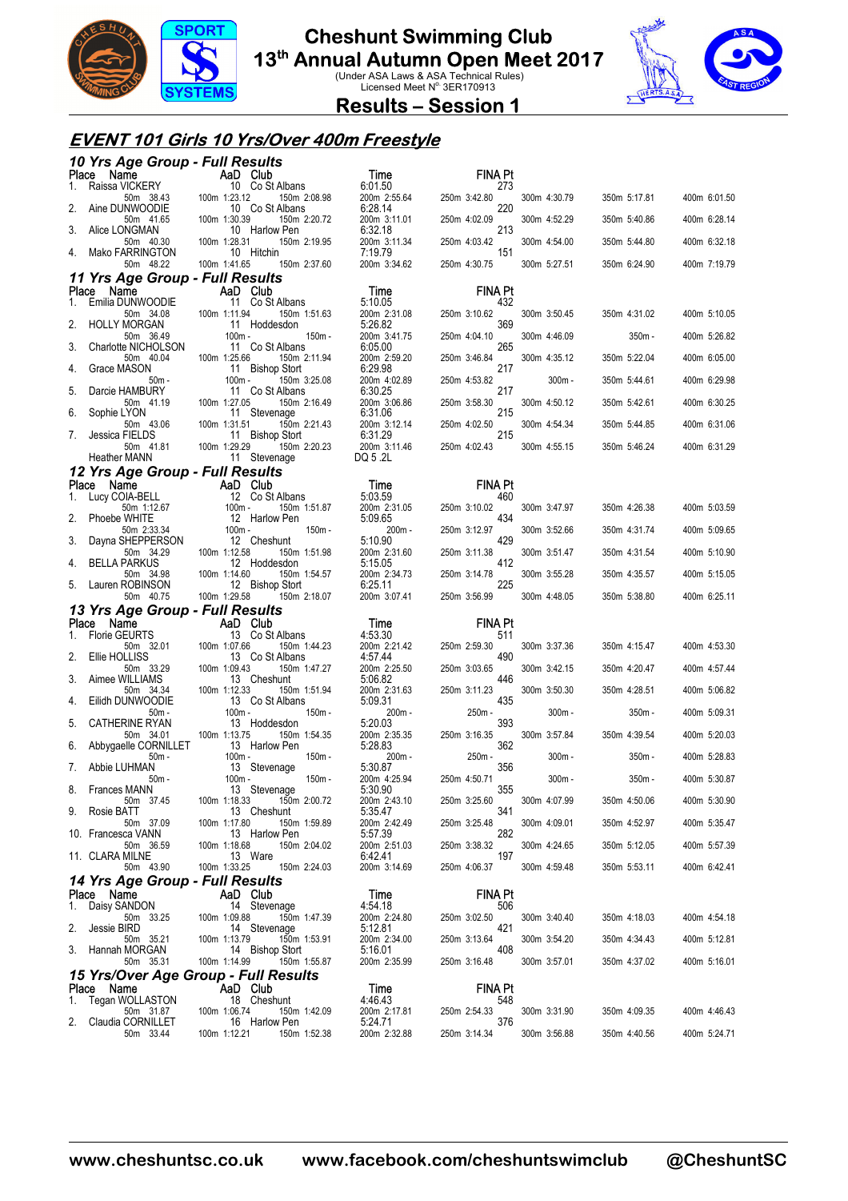# Cheshunt Swimming Club

## 13th Annual Autumn Open Meet 2017

(Under ASA Laws & ASA Technical Rules)
Licensed Meet N° 3ER170913

## Results – Session 1

## *EVENT 101 Girls 10 Yrs/Over 400m Freestyle*

### *10 Yrs Age Group - Full Results*

| Place | Name | AaD | Club | Time | FINA Pt |
|---|---|---|---|---|---|
| 1. | Raissa VICKERY | 10 | Co St Albans | 6:01.50 | 273 |
| | 50m 38.43 | 100m 1:23.12 | 150m 2:08.98 | 200m 2:55.64 | 250m 3:42.80 · 300m 4:30.79 · 350m 5:17.81 · 400m 6:01.50 |
| 2. | Aine DUNWOODIE | 10 | Co St Albans | 6:28.14 | 220 |
| | 50m 41.65 | 100m 1:30.39 | 150m 2:20.72 | 200m 3:11.01 | 250m 4:02.09 · 300m 4:52.29 · 350m 5:40.86 · 400m 6:28.14 |
| 3. | Alice LONGMAN | 10 | Harlow Pen | 6:32.18 | 213 |
| | 50m 40.30 | 100m 1:28.31 | 150m 2:19.95 | 200m 3:11.34 | 250m 4:03.42 · 300m 4:54.00 · 350m 5:44.80 · 400m 6:32.18 |
| 4. | Mako FARRINGTON | 10 | Hitchin | 7:19.79 | 151 |
| | 50m 48.22 | 100m 1:41.65 | 150m 2:37.60 | 200m 3:34.62 | 250m 4:30.75 · 300m 5:27.51 · 350m 6:24.90 · 400m 7:19.79 |

### *11 Yrs Age Group - Full Results*

| Place | Name | AaD | Club | Time | FINA Pt |
|---|---|---|---|---|---|
| 1. | Emilia DUNWOODIE | 11 | Co St Albans | 5:10.05 | 432 |
| | 50m 34.08 | 100m 1:11.94 | 150m 1:51.63 | 200m 2:31.08 | 250m 3:10.62 · 300m 3:50.45 · 350m 4:31.02 · 400m 5:10.05 |
| 2. | HOLLY MORGAN | 11 | Hoddesdon | 5:26.82 | 369 |
| | 50m 36.49 | 100m - | 150m - | 200m 3:41.75 | 250m 4:04.10 · 300m 4:46.09 · 350m - · 400m 5:26.82 |
| 3. | Charlotte NICHOLSON | 11 | Co St Albans | 6:05.00 | 265 |
| | 50m 40.04 | 100m 1:25.66 | 150m 2:11.94 | 200m 2:59.20 | 250m 3:46.84 · 300m 4:35.12 · 350m 5:22.04 · 400m 6:05.00 |
| 4. | Grace MASON | 11 | Bishop Stort | 6:29.98 | 217 |
| | 50m - | 100m - | 150m 3:25.08 | 200m 4:02.89 | 250m 4:53.82 · 300m - · 350m 5:44.61 · 400m 6:29.98 |
| 5. | Darcie HAMBURY | 11 | Co St Albans | 6:30.25 | 217 |
| | 50m 41.19 | 100m 1:27.05 | 150m 2:16.49 | 200m 3:06.86 | 250m 3:58.30 · 300m 4:50.12 · 350m 5:42.61 · 400m 6:30.25 |
| 6. | Sophie LYON | 11 | Stevenage | 6:31.06 | 215 |
| | 50m 43.06 | 100m 1:31.51 | 150m 2:21.43 | 200m 3:12.14 | 250m 4:02.50 · 300m 4:54.34 · 350m 5:44.85 · 400m 6:31.06 |
| 7. | Jessica FIELDS | 11 | Bishop Stort | 6:31.29 | 215 |
| | 50m 41.81 | 100m 1:29.29 | 150m 2:20.23 | 200m 3:11.46 | 250m 4:02.43 · 300m 4:55.15 · 350m 5:46.24 · 400m 6:31.29 |
| | Heather MANN | 11 | Stevenage | DQ 5 .2L | |

### *12 Yrs Age Group - Full Results*

| Place | Name | AaD | Club | Time | FINA Pt |
|---|---|---|---|---|---|
| 1. | Lucy COIA-BELL | 12 | Co St Albans | 5:03.59 | 460 |
| | 50m 1:12.67 | 100m - | 150m 1:51.87 | 200m 2:31.05 | 250m 3:10.02 · 300m 3:47.97 · 350m 4:26.38 · 400m 5:03.59 |
| 2. | Phoebe WHITE | 12 | Harlow Pen | 5:09.65 | 434 |
| | 50m 2:33.34 | 100m - | 150m - | 200m - | 250m 3:12.97 · 300m 3:52.66 · 350m 4:31.74 · 400m 5:09.65 |
| 3. | Dayna SHEPPERSON | 12 | Cheshunt | 5:10.90 | 429 |
| | 50m 34.29 | 100m 1:12.58 | 150m 1:51.98 | 200m 2:31.60 | 250m 3:11.38 · 300m 3:51.47 · 350m 4:31.54 · 400m 5:10.90 |
| 4. | BELLA PARKUS | 12 | Hoddesdon | 5:15.05 | 412 |
| | 50m 34.98 | 100m 1:14.60 | 150m 1:54.57 | 200m 2:34.73 | 250m 3:14.78 · 300m 3:55.28 · 350m 4:35.57 · 400m 5:15.05 |
| 5. | Lauren ROBINSON | 12 | Bishop Stort | 6:25.11 | 225 |
| | 50m 40.75 | 100m 1:29.58 | 150m 2:18.07 | 200m 3:07.41 | 250m 3:56.99 · 300m 4:48.05 · 350m 5:38.80 · 400m 6:25.11 |

### *13 Yrs Age Group - Full Results*

| Place | Name | AaD | Club | Time | FINA Pt |
|---|---|---|---|---|---|
| 1. | Florie GEURTS | 13 | Co St Albans | 4:53.30 | 511 |
| | 50m 32.01 | 100m 1:07.66 | 150m 1:44.23 | 200m 2:21.42 | 250m 2:59.30 · 300m 3:37.36 · 350m 4:15.47 · 400m 4:53.30 |
| 2. | Ellie HOLLISS | 13 | Co St Albans | 4:57.44 | 490 |
| | 50m 33.29 | 100m 1:09.43 | 150m 1:47.27 | 200m 2:25.50 | 250m 3:03.65 · 300m 3:42.15 · 350m 4:20.47 · 400m 4:57.44 |
| 3. | Aimee WILLIAMS | 13 | Cheshunt | 5:06.82 | 446 |
| | 50m 34.34 | 100m 1:12.33 | 150m 1:51.94 | 200m 2:31.63 | 250m 3:11.23 · 300m 3:50.30 · 350m 4:28.51 · 400m 5:06.82 |
| 4. | Eilidh DUNWOODIE | 13 | Co St Albans | 5:09.31 | 435 |
| | 50m - | 100m - | 150m - | 200m - | 250m - · 300m - · 350m - · 400m 5:09.31 |
| 5. | CATHERINE RYAN | 13 | Hoddesdon | 5:20.03 | 393 |
| | 50m 34.01 | 100m 1:13.75 | 150m 1:54.35 | 200m 2:35.35 | 250m 3:16.35 · 300m 3:57.84 · 350m 4:39.54 · 400m 5:20.03 |
| 6. | Abbygaelle CORNILLET | 13 | Harlow Pen | 5:28.83 | 362 |
| | 50m - | 100m - | 150m - | 200m - | 250m - · 300m - · 350m - · 400m 5:28.83 |
| 7. | Abbie LUHMAN | 13 | Stevenage | 5:30.87 | 356 |
| | 50m - | 100m - | 150m - | 200m 4:25.94 | 250m 4:50.71 · 300m - · 350m - · 400m 5:30.87 |
| 8. | Frances MANN | 13 | Stevenage | 5:30.90 | 355 |
| | 50m 37.45 | 100m 1:18.33 | 150m 2:00.72 | 200m 2:43.10 | 250m 3:25.60 · 300m 4:07.99 · 350m 4:50.06 · 400m 5:30.90 |
| 9. | Rosie BATT | 13 | Cheshunt | 5:35.47 | 341 |
| | 50m 37.09 | 100m 1:17.80 | 150m 1:59.89 | 200m 2:42.49 | 250m 3:25.48 · 300m 4:09.01 · 350m 4:52.97 · 400m 5:35.47 |
| 10. | Francesca VANN | 13 | Harlow Pen | 5:57.39 | 282 |
| | 50m 36.59 | 100m 1:18.68 | 150m 2:04.02 | 200m 2:51.03 | 250m 3:38.32 · 300m 4:24.65 · 350m 5:12.05 · 400m 5:57.39 |
| 11. | CLARA MILNE | 13 | Ware | 6:42.41 | 197 |
| | 50m 43.90 | 100m 1:33.25 | 150m 2:24.03 | 200m 3:14.69 | 250m 4:06.37 · 300m 4:59.48 · 350m 5:53.11 · 400m 6:42.41 |

### *14 Yrs Age Group - Full Results*

| Place | Name | AaD | Club | Time | FINA Pt |
|---|---|---|---|---|---|
| 1. | Daisy SANDON | 14 | Stevenage | 4:54.18 | 506 |
| | 50m 33.25 | 100m 1:09.88 | 150m 1:47.39 | 200m 2:24.80 | 250m 3:02.50 · 300m 3:40.40 · 350m 4:18.03 · 400m 4:54.18 |
| 2. | Jessie BIRD | 14 | Stevenage | 5:12.81 | 421 |
| | 50m 35.21 | 100m 1:13.79 | 150m 1:53.91 | 200m 2:34.00 | 250m 3:13.64 · 300m 3:54.20 · 350m 4:34.43 · 400m 5:12.81 |
| 3. | Hannah MORGAN | 14 | Bishop Stort | 5:16.01 | 408 |
| | 50m 35.31 | 100m 1:14.99 | 150m 1:55.87 | 200m 2:35.99 | 250m 3:16.48 · 300m 3:57.01 · 350m 4:37.02 · 400m 5:16.01 |

### *15 Yrs/Over Age Group - Full Results*

| Place | Name | AaD | Club | Time | FINA Pt |
|---|---|---|---|---|---|
| 1. | Tegan WOLLASTON | 18 | Cheshunt | 4:46.43 | 548 |
| | 50m 31.87 | 100m 1:06.74 | 150m 1:42.09 | 200m 2:17.81 | 250m 2:54.33 · 300m 3:31.90 · 350m 4:09.35 · 400m 4:46.43 |
| 2. | Claudia CORNILLET | 16 | Harlow Pen | 5:24.71 | 376 |
| | 50m 33.44 | 100m 1:12.21 | 150m 1:52.38 | 200m 2:32.88 | 250m 3:14.34 · 300m 3:56.88 · 350m 4:40.56 · 400m 5:24.71 |

www.cheshuntsc.co.uk www.facebook.com/cheshuntswimclub @CheshuntSC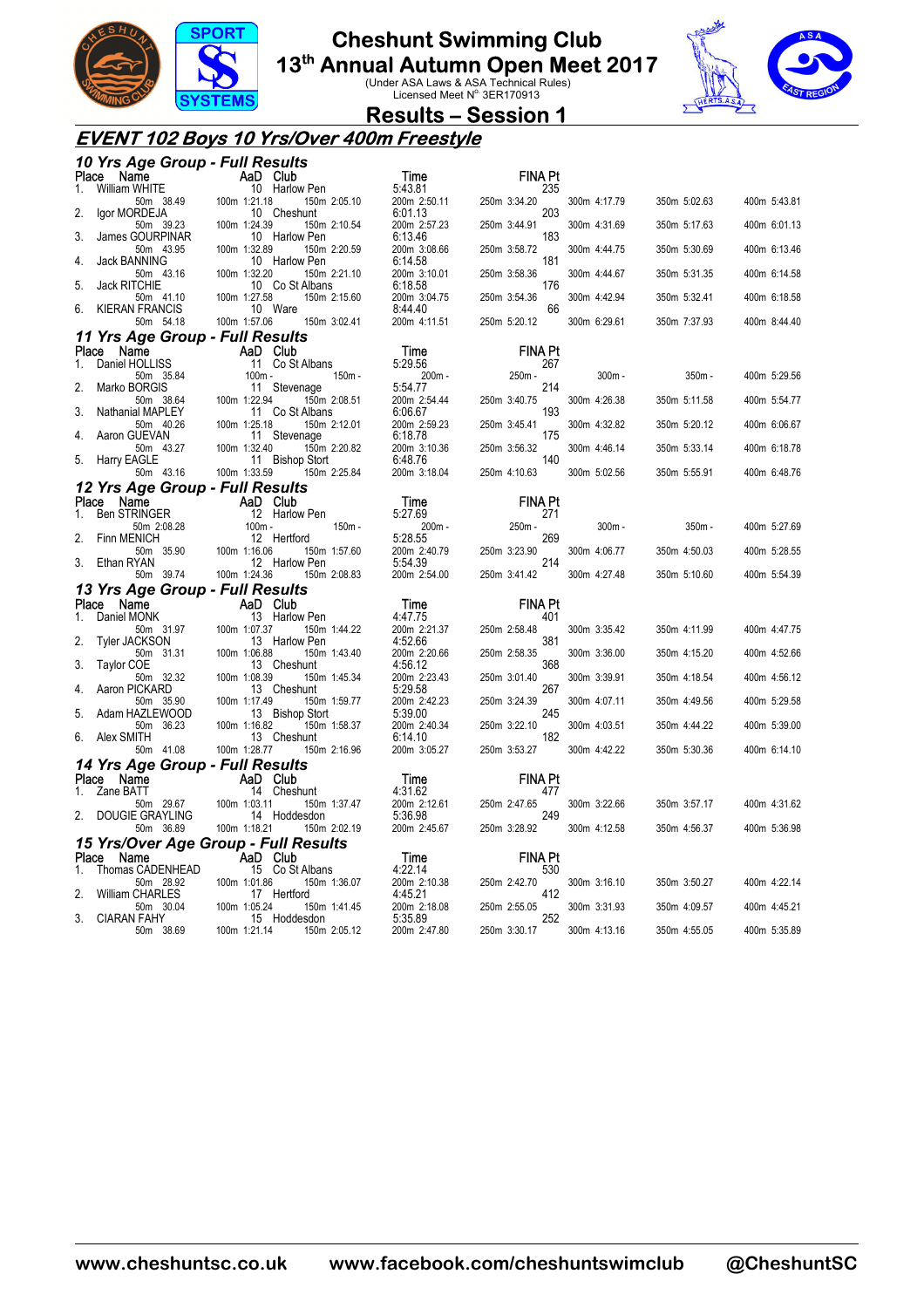# Cheshunt Swimming Club

## 13th Annual Autumn Open Meet 2017

(Under ASA Laws & ASA Technical Rules)
Licensed Meet N° 3ER170913

## Results – Session 1

## EVENT 102 Boys 10 Yrs/Over 400m Freestyle

### 10 Yrs Age Group - Full Results

| Place | Name | AaD | Club | Time | FINA Pt |
|---|---|---|---|---|---|
| 1. | William WHITE | 10 | Harlow Pen | 5:43.81 | 235 |
| | 50m 38.49 | 100m 1:21.18 | 150m 2:05.10 | 200m 2:50.11 | 250m 3:34.20 / 300m 4:17.79 / 350m 5:02.63 / 400m 5:43.81 |
| 2. | Igor MORDEJA | 10 | Cheshunt | 6:01.13 | 203 |
| | 50m 39.23 | 100m 1:24.39 | 150m 2:10.54 | 200m 2:57.23 | 250m 3:44.91 / 300m 4:31.69 / 350m 5:17.63 / 400m 6:01.13 |
| 3. | James GOURPINAR | 10 | Harlow Pen | 6:13.46 | 183 |
| | 50m 43.95 | 100m 1:32.89 | 150m 2:20.59 | 200m 3:08.66 | 250m 3:58.72 / 300m 4:44.75 / 350m 5:30.69 / 400m 6:13.46 |
| 4. | Jack BANNING | 10 | Harlow Pen | 6:14.58 | 181 |
| | 50m 43.16 | 100m 1:32.20 | 150m 2:21.10 | 200m 3:10.01 | 250m 3:58.36 / 300m 4:44.67 / 350m 5:31.35 / 400m 6:14.58 |
| 5. | Jack RITCHIE | 10 | Co St Albans | 6:18.58 | 176 |
| | 50m 41.10 | 100m 1:27.58 | 150m 2:15.60 | 200m 3:04.75 | 250m 3:54.36 / 300m 4:42.94 / 350m 5:32.41 / 400m 6:18.58 |
| 6. | KIERAN FRANCIS | 10 | Ware | 8:44.40 | 66 |
| | 50m 54.18 | 100m 1:57.06 | 150m 3:02.41 | 200m 4:11.51 | 250m 5:20.12 / 300m 6:29.61 / 350m 7:37.93 / 400m 8:44.40 |

### 11 Yrs Age Group - Full Results

| Place | Name | AaD | Club | Time | FINA Pt |
|---|---|---|---|---|---|
| 1. | Daniel HOLLISS | 11 | Co St Albans | 5:29.56 | 267 |
| | 50m 35.84 | 100m - | 150m - | 200m - | 250m - / 300m - / 350m - / 400m 5:29.56 |
| 2. | Marko BORGIS | 11 | Stevenage | 5:54.77 | 214 |
| | 50m 38.64 | 100m 1:22.94 | 150m 2:08.51 | 200m 2:54.44 | 250m 3:40.75 / 300m 4:26.38 / 350m 5:11.58 / 400m 5:54.77 |
| 3. | Nathanial MAPLEY | 11 | Co St Albans | 6:06.67 | 193 |
| | 50m 40.26 | 100m 1:25.18 | 150m 2:12.01 | 200m 2:59.23 | 250m 3:45.41 / 300m 4:32.82 / 350m 5:20.12 / 400m 6:06.67 |
| 4. | Aaron GUEVAN | 11 | Stevenage | 6:18.78 | 175 |
| | 50m 43.27 | 100m 1:32.40 | 150m 2:20.82 | 200m 3:10.36 | 250m 3:56.32 / 300m 4:46.14 / 350m 5:33.14 / 400m 6:18.78 |
| 5. | Harry EAGLE | 11 | Bishop Stort | 6:48.76 | 140 |
| | 50m 43.16 | 100m 1:33.59 | 150m 2:25.84 | 200m 3:18.04 | 250m 4:10.63 / 300m 5:02.56 / 350m 5:55.91 / 400m 6:48.76 |

### 12 Yrs Age Group - Full Results

| Place | Name | AaD | Club | Time | FINA Pt |
|---|---|---|---|---|---|
| 1. | Ben STRINGER | 12 | Harlow Pen | 5:27.69 | 271 |
| | 50m 2:08.28 | 100m - | 150m - | 200m - | 250m - / 300m - / 350m - / 400m 5:27.69 |
| 2. | Finn MENICH | 12 | Hertford | 5:28.55 | 269 |
| | 50m 35.90 | 100m 1:16.06 | 150m 1:57.60 | 200m 2:40.79 | 250m 3:23.90 / 300m 4:06.77 / 350m 4:50.03 / 400m 5:28.55 |
| 3. | Ethan RYAN | 12 | Harlow Pen | 5:54.39 | 214 |
| | 50m 39.74 | 100m 1:24.36 | 150m 2:08.83 | 200m 2:54.00 | 250m 3:41.42 / 300m 4:27.48 / 350m 5:10.60 / 400m 5:54.39 |

### 13 Yrs Age Group - Full Results

| Place | Name | AaD | Club | Time | FINA Pt |
|---|---|---|---|---|---|
| 1. | Daniel MONK | 13 | Harlow Pen | 4:47.75 | 401 |
| | 50m 31.97 | 100m 1:07.37 | 150m 1:44.22 | 200m 2:21.37 | 250m 2:58.48 / 300m 3:35.42 / 350m 4:11.99 / 400m 4:47.75 |
| 2. | Tyler JACKSON | 13 | Harlow Pen | 4:52.66 | 381 |
| | 50m 31.31 | 100m 1:06.88 | 150m 1:43.40 | 200m 2:20.66 | 250m 2:58.35 / 300m 3:36.00 / 350m 4:15.20 / 400m 4:52.66 |
| 3. | Taylor COE | 13 | Cheshunt | 4:56.12 | 368 |
| | 50m 32.32 | 100m 1:08.39 | 150m 1:45.34 | 200m 2:23.43 | 250m 3:01.40 / 300m 3:39.91 / 350m 4:18.54 / 400m 4:56.12 |
| 4. | Aaron PICKARD | 13 | Cheshunt | 5:29.58 | 267 |
| | 50m 35.90 | 100m 1:17.49 | 150m 1:59.77 | 200m 2:42.23 | 250m 3:24.39 / 300m 4:07.11 / 350m 4:49.56 / 400m 5:29.58 |
| 5. | Adam HAZLEWOOD | 13 | Bishop Stort | 5:39.00 | 245 |
| | 50m 36.23 | 100m 1:16.82 | 150m 1:58.37 | 200m 2:40.34 | 250m 3:22.10 / 300m 4:03.51 / 350m 4:44.22 / 400m 5:39.00 |
| 6. | Alex SMITH | 13 | Cheshunt | 6:14.10 | 182 |
| | 50m 41.08 | 100m 1:28.77 | 150m 2:16.96 | 200m 3:05.27 | 250m 3:53.27 / 300m 4:42.22 / 350m 5:30.36 / 400m 6:14.10 |

### 14 Yrs Age Group - Full Results

| Place | Name | AaD | Club | Time | FINA Pt |
|---|---|---|---|---|---|
| 1. | Zane BATT | 14 | Cheshunt | 4:31.62 | 477 |
| | 50m 29.67 | 100m 1:03.11 | 150m 1:37.47 | 200m 2:12.61 | 250m 2:47.65 / 300m 3:22.66 / 350m 3:57.17 / 400m 4:31.62 |
| 2. | DOUGIE GRAYLING | 14 | Hoddesdon | 5:36.98 | 249 |
| | 50m 36.89 | 100m 1:18.21 | 150m 2:02.19 | 200m 2:45.67 | 250m 3:28.92 / 300m 4:12.58 / 350m 4:56.37 / 400m 5:36.98 |

### 15 Yrs/Over Age Group - Full Results

| Place | Name | AaD | Club | Time | FINA Pt |
|---|---|---|---|---|---|
| 1. | Thomas CADENHEAD | 15 | Co St Albans | 4:22.14 | 530 |
| | 50m 28.92 | 100m 1:01.86 | 150m 1:36.07 | 200m 2:10.38 | 250m 2:42.70 / 300m 3:16.10 / 350m 3:50.27 / 400m 4:22.14 |
| 2. | William CHARLES | 17 | Hertford | 4:45.21 | 412 |
| | 50m 30.04 | 100m 1:05.24 | 150m 1:41.45 | 200m 2:18.08 | 250m 2:55.05 / 300m 3:31.93 / 350m 4:09.57 / 400m 4:45.21 |
| 3. | CIARAN FAHY | 15 | Hoddesdon | 5:35.89 | 252 |
| | 50m 38.69 | 100m 1:21.14 | 150m 2:05.12 | 200m 2:47.80 | 250m 3:30.17 / 300m 4:13.16 / 350m 4:55.05 / 400m 5:35.89 |

www.cheshuntsc.co.uk www.facebook.com/cheshuntswimclub @CheshuntSC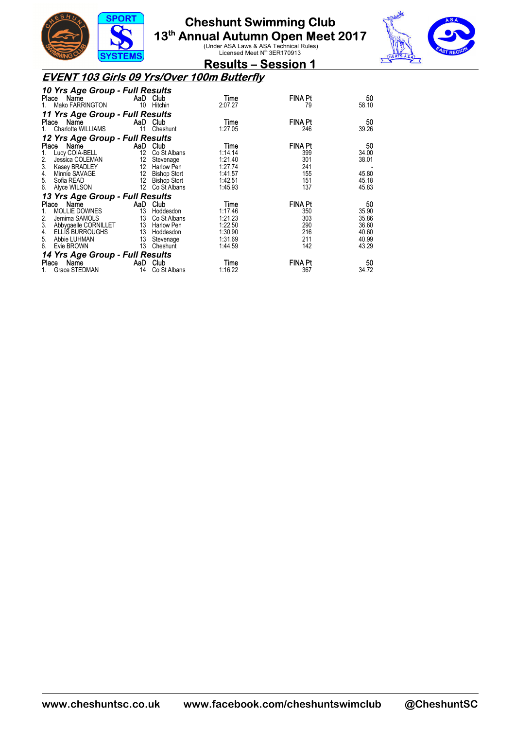# Cheshunt Swimming Club
## 13th Annual Autumn Open Meet 2017
(Under ASA Laws & ASA Technical Rules)
Licensed Meet N° 3ER170913

## Results – Session 1

### EVENT 103 Girls 09 Yrs/Over 100m Butterfly

**10 Yrs Age Group - Full Results**

| Place | Name | AaD | Club | Time | FINA Pt | 50 |
|---|---|---|---|---|---|---|
| 1. | Mako FARRINGTON | 10 | Hitchin | 2:07.27 | 79 | 58.10 |

**11 Yrs Age Group - Full Results**

| Place | Name | AaD | Club | Time | FINA Pt | 50 |
|---|---|---|---|---|---|---|
| 1. | Charlotte WILLIAMS | 11 | Cheshunt | 1:27.05 | 246 | 39.26 |

**12 Yrs Age Group - Full Results**

| Place | Name | AaD | Club | Time | FINA Pt | 50 |
|---|---|---|---|---|---|---|
| 1. | Lucy COIA-BELL | 12 | Co St Albans | 1:14.14 | 399 | 34.00 |
| 2. | Jessica COLEMAN | 12 | Stevenage | 1:21.40 | 301 | 38.01 |
| 3. | Kasey BRADLEY | 12 | Harlow Pen | 1:27.74 | 241 | - |
| 4. | Minnie SAVAGE | 12 | Bishop Stort | 1:41.57 | 155 | 45.80 |
| 5. | Sofia READ | 12 | Bishop Stort | 1:42.51 | 151 | 45.18 |
| 6. | Alyce WILSON | 12 | Co St Albans | 1:45.93 | 137 | 45.83 |

**13 Yrs Age Group - Full Results**

| Place | Name | AaD | Club | Time | FINA Pt | 50 |
|---|---|---|---|---|---|---|
| 1. | MOLLIE DOWNES | 13 | Hoddesdon | 1:17.46 | 350 | 35.90 |
| 2. | Jemima SAMOLS | 13 | Co St Albans | 1:21.23 | 303 | 35.86 |
| 3. | Abbygaelle CORNILLET | 13 | Harlow Pen | 1:22.50 | 290 | 36.60 |
| 4. | ELLIS BURROUGHS | 13 | Hoddesdon | 1:30.90 | 216 | 40.60 |
| 5. | Abbie LUHMAN | 13 | Stevenage | 1:31.69 | 211 | 40.99 |
| 6. | Evie BROWN | 13 | Cheshunt | 1:44.59 | 142 | 43.29 |

**14 Yrs Age Group - Full Results**

| Place | Name | AaD | Club | Time | FINA Pt | 50 |
|---|---|---|---|---|---|---|
| 1. | Grace STEDMAN | 14 | Co St Albans | 1:16.22 | 367 | 34.72 |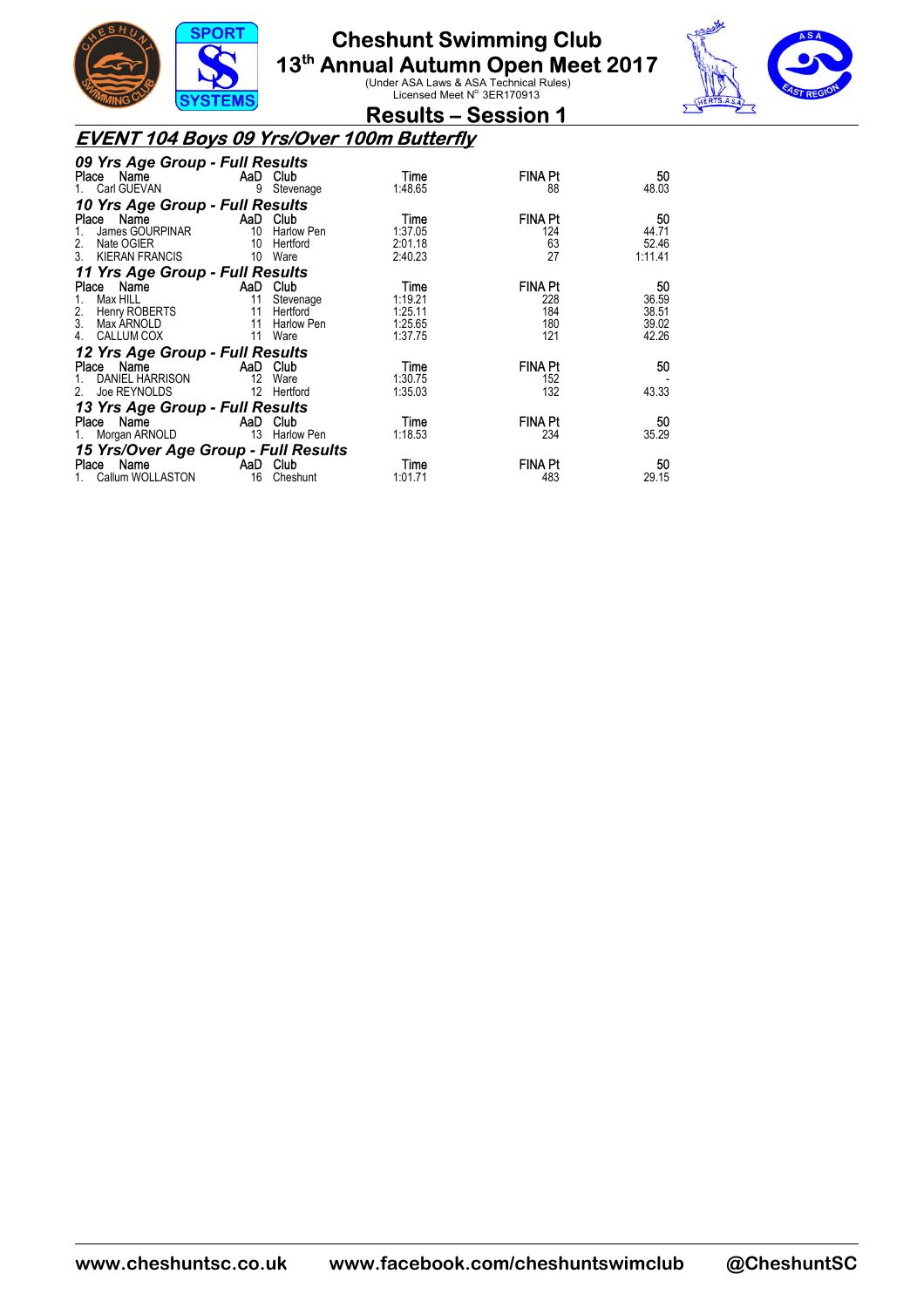# Cheshunt Swimming Club

## 13th Annual Autumn Open Meet 2017

(Under ASA Laws & ASA Technical Rules)
Licensed Meet N° 3ER170913

## Results – Session 1

### EVENT 104 Boys 09 Yrs/Over 100m Butterfly

#### 09 Yrs Age Group - Full Results

| Place | Name | AaD | Club | Time | FINA Pt | 50 |
|---|---|---|---|---|---|---|
| 1. | Carl GUEVAN | 9 | Stevenage | 1:48.65 | 88 | 48.03 |

#### 10 Yrs Age Group - Full Results

| Place | Name | AaD | Club | Time | FINA Pt | 50 |
|---|---|---|---|---|---|---|
| 1. | James GOURPINAR | 10 | Harlow Pen | 1:37.05 | 124 | 44.71 |
| 2. | Nate OGIER | 10 | Hertford | 2:01.18 | 63 | 52.46 |
| 3. | KIERAN FRANCIS | 10 | Ware | 2:40.23 | 27 | 1:11.41 |

#### 11 Yrs Age Group - Full Results

| Place | Name | AaD | Club | Time | FINA Pt | 50 |
|---|---|---|---|---|---|---|
| 1. | Max HILL | 11 | Stevenage | 1:19.21 | 228 | 36.59 |
| 2. | Henry ROBERTS | 11 | Hertford | 1:25.11 | 184 | 38.51 |
| 3. | Max ARNOLD | 11 | Harlow Pen | 1:25.65 | 180 | 39.02 |
| 4. | CALLUM COX | 11 | Ware | 1:37.75 | 121 | 42.26 |

#### 12 Yrs Age Group - Full Results

| Place | Name | AaD | Club | Time | FINA Pt | 50 |
|---|---|---|---|---|---|---|
| 1. | DANIEL HARRISON | 12 | Ware | 1:30.75 | 152 | - |
| 2. | Joe REYNOLDS | 12 | Hertford | 1:35.03 | 132 | 43.33 |

#### 13 Yrs Age Group - Full Results

| Place | Name | AaD | Club | Time | FINA Pt | 50 |
|---|---|---|---|---|---|---|
| 1. | Morgan ARNOLD | 13 | Harlow Pen | 1:18.53 | 234 | 35.29 |

#### 15 Yrs/Over Age Group - Full Results

| Place | Name | AaD | Club | Time | FINA Pt | 50 |
|---|---|---|---|---|---|---|
| 1. | Callum WOLLASTON | 16 | Cheshunt | 1:01.71 | 483 | 29.15 |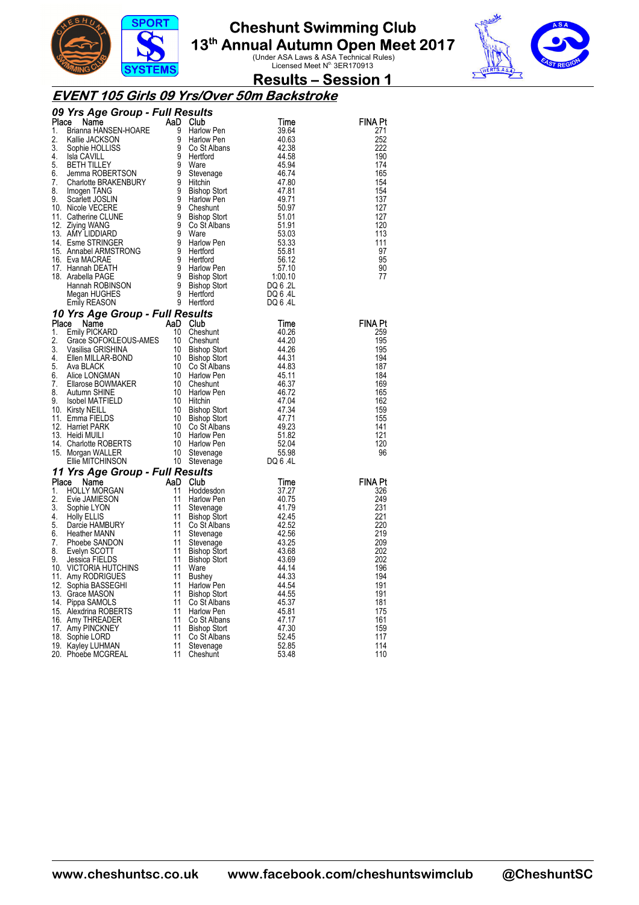# Cheshunt Swimming Club

## 13th Annual Autumn Open Meet 2017

(Under ASA Laws & ASA Technical Rules)
Licensed Meet N° 3ER170913

## Results – Session 1

## *EVENT 105 Girls 09 Yrs/Over 50m Backstroke*

### *09 Yrs Age Group - Full Results*

| Place | Name | AaD | Club | Time | FINA Pt |
|---|---|---|---|---|---|
| 1. | Brianna HANSEN-HOARE | 9 | Harlow Pen | 39.64 | 271 |
| 2. | Kallie JACKSON | 9 | Harlow Pen | 40.63 | 252 |
| 3. | Sophie HOLLISS | 9 | Co St Albans | 42.38 | 222 |
| 4. | Isla CAVILL | 9 | Hertford | 44.58 | 190 |
| 5. | BETH TILLEY | 9 | Ware | 45.94 | 174 |
| 6. | Jemma ROBERTSON | 9 | Stevenage | 46.74 | 165 |
| 7. | Charlotte BRAKENBURY | 9 | Hitchin | 47.80 | 154 |
| 8. | Imogen TANG | 9 | Bishop Stort | 47.81 | 154 |
| 9. | Scarlett JOSLIN | 9 | Harlow Pen | 49.71 | 137 |
| 10. | Nicole VECERE | 9 | Cheshunt | 50.97 | 127 |
| 11. | Catherine CLUNE | 9 | Bishop Stort | 51.01 | 127 |
| 12. | Ziying WANG | 9 | Co St Albans | 51.91 | 120 |
| 13. | AMY LIDDIARD | 9 | Ware | 53.03 | 113 |
| 14. | Esme STRINGER | 9 | Harlow Pen | 53.33 | 111 |
| 15. | Annabel ARMSTRONG | 9 | Hertford | 55.81 | 97 |
| 16. | Eva MACRAE | 9 | Hertford | 56.12 | 95 |
| 17. | Hannah DEATH | 9 | Harlow Pen | 57.10 | 90 |
| 18. | Arabella PAGE | 9 | Bishop Stort | 1:00.10 | 77 |
| | Hannah ROBINSON | 9 | Bishop Stort | DQ 6 .2L | |
| | Megan HUGHES | 9 | Hertford | DQ 6 .4L | |
| | Emily REASON | 9 | Hertford | DQ 6 .4L | |

### *10 Yrs Age Group - Full Results*

| Place | Name | AaD | Club | Time | FINA Pt |
|---|---|---|---|---|---|
| 1. | Emily PICKARD | 10 | Cheshunt | 40.26 | 259 |
| 2. | Grace SOFOKLEOUS-AMES | 10 | Cheshunt | 44.20 | 195 |
| 3. | Vasilisa GRISHINA | 10 | Bishop Stort | 44.26 | 195 |
| 4. | Ellen MILLAR-BOND | 10 | Bishop Stort | 44.31 | 194 |
| 5. | Ava BLACK | 10 | Co St Albans | 44.83 | 187 |
| 6. | Alice LONGMAN | 10 | Harlow Pen | 45.11 | 184 |
| 7. | Ellarose BOWMAKER | 10 | Cheshunt | 46.37 | 169 |
| 8. | Autumn SHINE | 10 | Harlow Pen | 46.72 | 165 |
| 9. | Isobel MATFIELD | 10 | Hitchin | 47.04 | 162 |
| 10. | Kirsty NEILL | 10 | Bishop Stort | 47.34 | 159 |
| 11. | Emma FIELDS | 10 | Bishop Stort | 47.71 | 155 |
| 12. | Harriet PARK | 10 | Co St Albans | 49.23 | 141 |
| 13. | Heidi MUILI | 10 | Harlow Pen | 51.82 | 121 |
| 14. | Charlotte ROBERTS | 10 | Harlow Pen | 52.04 | 120 |
| 15. | Morgan WALLER | 10 | Stevenage | 55.98 | 96 |
| | Ellie MITCHINSON | 10 | Stevenage | DQ 6 .4L | |

### *11 Yrs Age Group - Full Results*

| Place | Name | AaD | Club | Time | FINA Pt |
|---|---|---|---|---|---|
| 1. | HOLLY MORGAN | 11 | Hoddesdon | 37.27 | 326 |
| 2. | Evie JAMIESON | 11 | Harlow Pen | 40.75 | 249 |
| 3. | Sophie LYON | 11 | Stevenage | 41.79 | 231 |
| 4. | Holly ELLIS | 11 | Bishop Stort | 42.45 | 221 |
| 5. | Darcie HAMBURY | 11 | Co St Albans | 42.52 | 220 |
| 6. | Heather MANN | 11 | Stevenage | 42.56 | 219 |
| 7. | Phoebe SANDON | 11 | Stevenage | 43.25 | 209 |
| 8. | Evelyn SCOTT | 11 | Bishop Stort | 43.68 | 202 |
| 9. | Jessica FIELDS | 11 | Bishop Stort | 43.69 | 202 |
| 10. | VICTORIA HUTCHINS | 11 | Ware | 44.14 | 196 |
| 11. | Amy RODRIGUES | 11 | Bushey | 44.33 | 194 |
| 12. | Sophia BASSEGHI | 11 | Harlow Pen | 44.54 | 191 |
| 13. | Grace MASON | 11 | Bishop Stort | 44.55 | 191 |
| 14. | Pippa SAMOLS | 11 | Co St Albans | 45.37 | 181 |
| 15. | Alexdrina ROBERTS | 11 | Harlow Pen | 45.81 | 175 |
| 16. | Amy THREADER | 11 | Co St Albans | 47.17 | 161 |
| 17. | Amy PINCKNEY | 11 | Bishop Stort | 47.30 | 159 |
| 18. | Sophie LORD | 11 | Co St Albans | 52.45 | 117 |
| 19. | Kayley LUHMAN | 11 | Stevenage | 52.85 | 114 |
| 20. | Phoebe MCGREAL | 11 | Cheshunt | 53.48 | 110 |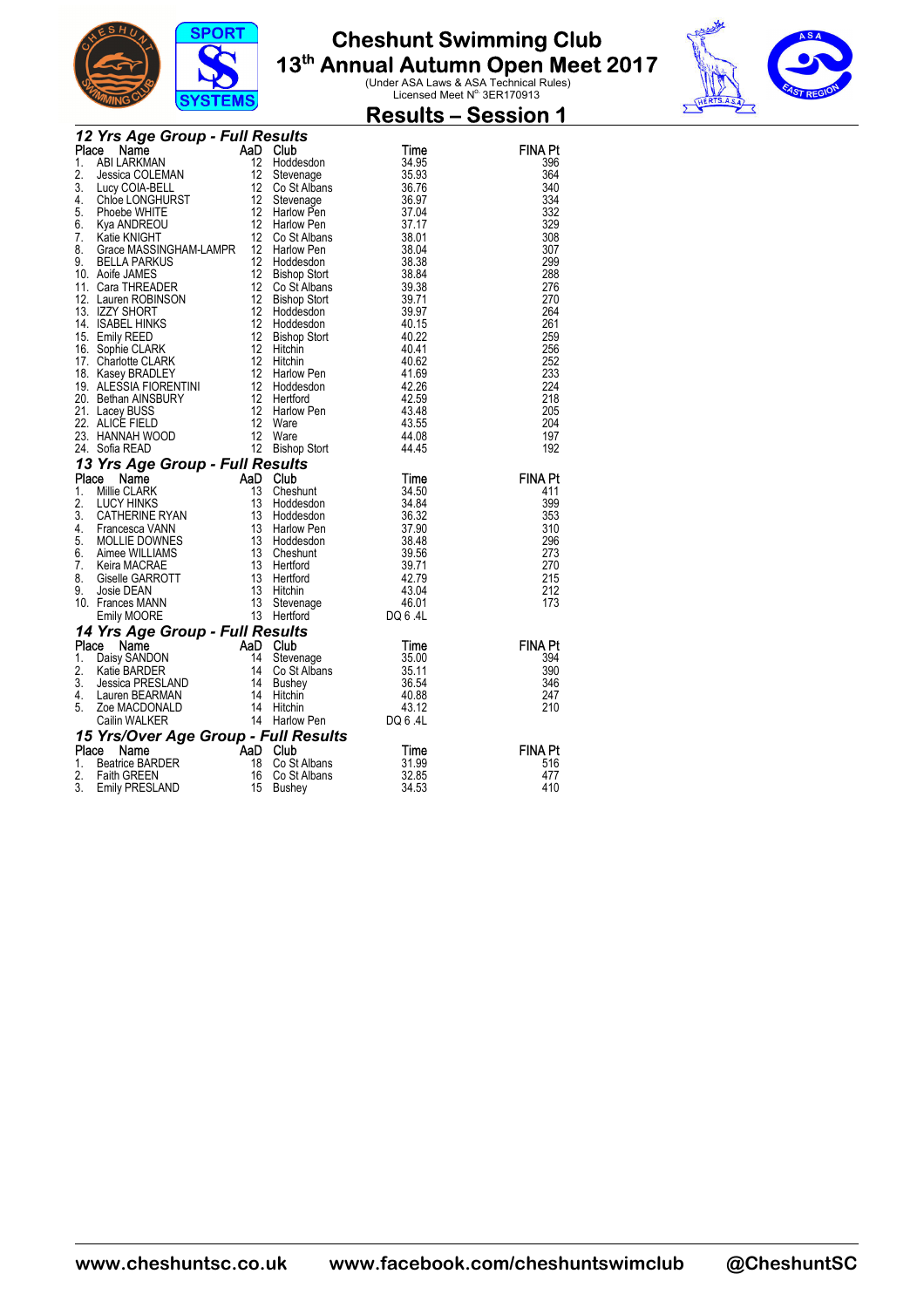# Cheshunt Swimming Club

## 13th Annual Autumn Open Meet 2017

(Under ASA Laws & ASA Technical Rules)
Licensed Meet N° 3ER170913

## Results – Session 1

### *12 Yrs Age Group - Full Results*

| Place | Name | AaD | Club | Time | FINA Pt |
|---|---|---|---|---|---|
| 1. | ABI LARKMAN | 12 | Hoddesdon | 34.95 | 396 |
| 2. | Jessica COLEMAN | 12 | Stevenage | 35.93 | 364 |
| 3. | Lucy COIA-BELL | 12 | Co St Albans | 36.76 | 340 |
| 4. | Chloe LONGHURST | 12 | Stevenage | 36.97 | 334 |
| 5. | Phoebe WHITE | 12 | Harlow Pen | 37.04 | 332 |
| 6. | Kya ANDREOU | 12 | Harlow Pen | 37.17 | 329 |
| 7. | Katie KNIGHT | 12 | Co St Albans | 38.01 | 308 |
| 8. | Grace MASSINGHAM-LAMPR | 12 | Harlow Pen | 38.04 | 307 |
| 9. | BELLA PARKUS | 12 | Hoddesdon | 38.38 | 299 |
| 10. | Aoife JAMES | 12 | Bishop Stort | 38.84 | 288 |
| 11. | Cara THREADER | 12 | Co St Albans | 39.38 | 276 |
| 12. | Lauren ROBINSON | 12 | Bishop Stort | 39.71 | 270 |
| 13. | IZZY SHORT | 12 | Hoddesdon | 39.97 | 264 |
| 14. | ISABEL HINKS | 12 | Hoddesdon | 40.15 | 261 |
| 15. | Emily REED | 12 | Bishop Stort | 40.22 | 259 |
| 16. | Sophie CLARK | 12 | Hitchin | 40.41 | 256 |
| 17. | Charlotte CLARK | 12 | Hitchin | 40.62 | 252 |
| 18. | Kasey BRADLEY | 12 | Harlow Pen | 41.69 | 233 |
| 19. | ALESSIA FIORENTINI | 12 | Hoddesdon | 42.26 | 224 |
| 20. | Bethan AINSBURY | 12 | Hertford | 42.59 | 218 |
| 21. | Lacey BUSS | 12 | Harlow Pen | 43.48 | 205 |
| 22. | ALICE FIELD | 12 | Ware | 43.55 | 204 |
| 23. | HANNAH WOOD | 12 | Ware | 44.08 | 197 |
| 24. | Sofia READ | 12 | Bishop Stort | 44.45 | 192 |

### *13 Yrs Age Group - Full Results*

| Place | Name | AaD | Club | Time | FINA Pt |
|---|---|---|---|---|---|
| 1. | Millie CLARK | 13 | Cheshunt | 34.50 | 411 |
| 2. | LUCY HINKS | 13 | Hoddesdon | 34.84 | 399 |
| 3. | CATHERINE RYAN | 13 | Hoddesdon | 36.32 | 353 |
| 4. | Francesca VANN | 13 | Harlow Pen | 37.90 | 310 |
| 5. | MOLLIE DOWNES | 13 | Hoddesdon | 38.48 | 296 |
| 6. | Aimee WILLIAMS | 13 | Cheshunt | 39.56 | 273 |
| 7. | Keira MACRAE | 13 | Hertford | 39.71 | 270 |
| 8. | Giselle GARROTT | 13 | Hertford | 42.79 | 215 |
| 9. | Josie DEAN | 13 | Hitchin | 43.04 | 212 |
| 10. | Frances MANN | 13 | Stevenage | 46.01 | 173 |
| | Emily MOORE | 13 | Hertford | DQ 6 .4L | |

### *14 Yrs Age Group - Full Results*

| Place | Name | AaD | Club | Time | FINA Pt |
|---|---|---|---|---|---|
| 1. | Daisy SANDON | 14 | Stevenage | 35.00 | 394 |
| 2. | Katie BARDER | 14 | Co St Albans | 35.11 | 390 |
| 3. | Jessica PRESLAND | 14 | Bushey | 36.54 | 346 |
| 4. | Lauren BEARMAN | 14 | Hitchin | 40.88 | 247 |
| 5. | Zoe MACDONALD | 14 | Hitchin | 43.12 | 210 |
| | Cailin WALKER | 14 | Harlow Pen | DQ 6 .4L | |

### *15 Yrs/Over Age Group - Full Results*

| Place | Name | AaD | Club | Time | FINA Pt |
|---|---|---|---|---|---|
| 1. | Beatrice BARDER | 18 | Co St Albans | 31.99 | 516 |
| 2. | Faith GREEN | 16 | Co St Albans | 32.85 | 477 |
| 3. | Emily PRESLAND | 15 | Bushey | 34.53 | 410 |

www.cheshuntsc.co.uk www.facebook.com/cheshuntswimclub @CheshuntSC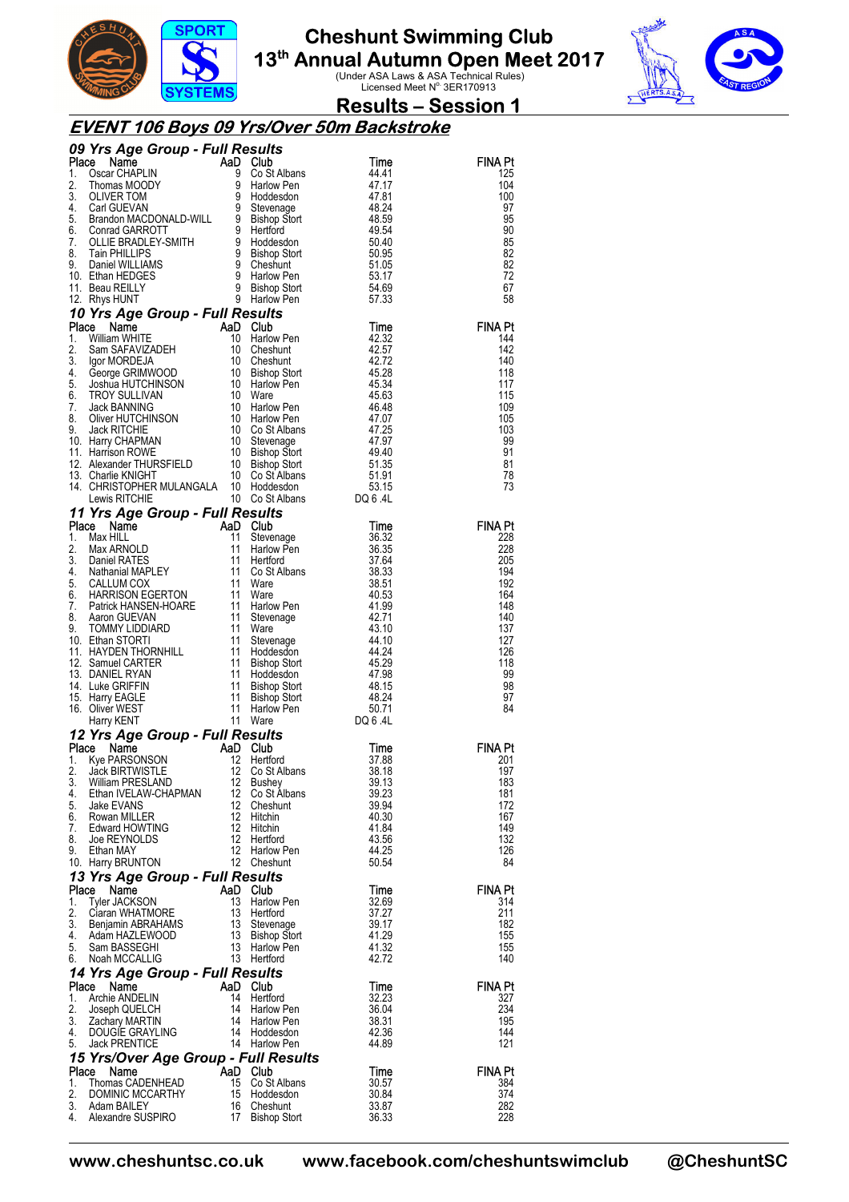# Cheshunt Swimming Club

## 13th Annual Autumn Open Meet 2017

(Under ASA Laws & ASA Technical Rules)
Licensed Meet N° 3ER170913

## Results – Session 1

### *EVENT 106 Boys 09 Yrs/Over 50m Backstroke*

#### *09 Yrs Age Group - Full Results*

| Place | Name | AaD | Club | Time | FINA Pt |
|---|---|---|---|---|---|
| 1. | Oscar CHAPLIN | 9 | Co St Albans | 44.41 | 125 |
| 2. | Thomas MOODY | 9 | Harlow Pen | 47.17 | 104 |
| 3. | OLIVER TOM | 9 | Hoddesdon | 47.81 | 100 |
| 4. | Carl GUEVAN | 9 | Stevenage | 48.24 | 97 |
| 5. | Brandon MACDONALD-WILL | 9 | Bishop Stort | 48.59 | 95 |
| 6. | Conrad GARROTT | 9 | Hertford | 49.54 | 90 |
| 7. | OLLIE BRADLEY-SMITH | 9 | Hoddesdon | 50.40 | 85 |
| 8. | Tain PHILLIPS | 9 | Bishop Stort | 50.95 | 82 |
| 9. | Daniel WILLIAMS | 9 | Cheshunt | 51.05 | 82 |
| 10. | Ethan HEDGES | 9 | Harlow Pen | 53.17 | 72 |
| 11. | Beau REILLY | 9 | Bishop Stort | 54.69 | 67 |
| 12. | Rhys HUNT | 9 | Harlow Pen | 57.33 | 58 |

#### *10 Yrs Age Group - Full Results*

| Place | Name | AaD | Club | Time | FINA Pt |
|---|---|---|---|---|---|
| 1. | William WHITE | 10 | Harlow Pen | 42.32 | 144 |
| 2. | Sam SAFAVIZADEH | 10 | Cheshunt | 42.57 | 142 |
| 3. | Igor MORDEJA | 10 | Cheshunt | 42.72 | 140 |
| 4. | George GRIMWOOD | 10 | Bishop Stort | 45.28 | 118 |
| 5. | Joshua HUTCHINSON | 10 | Harlow Pen | 45.34 | 117 |
| 6. | TROY SULLIVAN | 10 | Ware | 45.63 | 115 |
| 7. | Jack BANNING | 10 | Harlow Pen | 46.48 | 109 |
| 8. | Oliver HUTCHINSON | 10 | Harlow Pen | 47.07 | 105 |
| 9. | Jack RITCHIE | 10 | Co St Albans | 47.25 | 103 |
| 10. | Harry CHAPMAN | 10 | Stevenage | 47.97 | 99 |
| 11. | Harrison ROWE | 10 | Bishop Stort | 49.40 | 91 |
| 12. | Alexander THURSFIELD | 10 | Bishop Stort | 51.35 | 81 |
| 13. | Charlie KNIGHT | 10 | Co St Albans | 51.91 | 78 |
| 14. | CHRISTOPHER MULANGALA | 10 | Hoddesdon | 53.15 | 73 |
| | Lewis RITCHIE | 10 | Co St Albans | DQ 6 .4L | |

#### *11 Yrs Age Group - Full Results*

| Place | Name | AaD | Club | Time | FINA Pt |
|---|---|---|---|---|---|
| 1. | Max HILL | 11 | Stevenage | 36.32 | 228 |
| 2. | Max ARNOLD | 11 | Harlow Pen | 36.35 | 228 |
| 3. | Daniel RATES | 11 | Hertford | 37.64 | 205 |
| 4. | Nathanial MAPLEY | 11 | Co St Albans | 38.33 | 194 |
| 5. | CALLUM COX | 11 | Ware | 38.51 | 192 |
| 6. | HARRISON EGERTON | 11 | Ware | 40.53 | 164 |
| 7. | Patrick HANSEN-HOARE | 11 | Harlow Pen | 41.99 | 148 |
| 8. | Aaron GUEVAN | 11 | Stevenage | 42.71 | 140 |
| 9. | TOMMY LIDDIARD | 11 | Ware | 43.10 | 137 |
| 10. | Ethan STORTI | 11 | Stevenage | 44.10 | 127 |
| 11. | HAYDEN THORNHILL | 11 | Hoddesdon | 44.24 | 126 |
| 12. | Samuel CARTER | 11 | Bishop Stort | 45.29 | 118 |
| 13. | DANIEL RYAN | 11 | Hoddesdon | 47.98 | 99 |
| 14. | Luke GRIFFIN | 11 | Bishop Stort | 48.15 | 98 |
| 15. | Harry EAGLE | 11 | Bishop Stort | 48.24 | 97 |
| 16. | Oliver WEST | 11 | Harlow Pen | 50.71 | 84 |
| | Harry KENT | 11 | Ware | DQ 6 .4L | |

#### *12 Yrs Age Group - Full Results*

| Place | Name | AaD | Club | Time | FINA Pt |
|---|---|---|---|---|---|
| 1. | Kye PARSONSON | 12 | Hertford | 37.88 | 201 |
| 2. | Jack BIRTWISTLE | 12 | Co St Albans | 38.18 | 197 |
| 3. | William PRESLAND | 12 | Bushey | 39.13 | 183 |
| 4. | Ethan IVELAW-CHAPMAN | 12 | Co St Albans | 39.23 | 181 |
| 5. | Jake EVANS | 12 | Cheshunt | 39.94 | 172 |
| 6. | Rowan MILLER | 12 | Hitchin | 40.30 | 167 |
| 7. | Edward HOWTING | 12 | Hitchin | 41.84 | 149 |
| 8. | Joe REYNOLDS | 12 | Hertford | 43.56 | 132 |
| 9. | Ethan MAY | 12 | Harlow Pen | 44.25 | 126 |
| 10. | Harry BRUNTON | 12 | Cheshunt | 50.54 | 84 |

#### *13 Yrs Age Group - Full Results*

| Place | Name | AaD | Club | Time | FINA Pt |
|---|---|---|---|---|---|
| 1. | Tyler JACKSON | 13 | Harlow Pen | 32.69 | 314 |
| 2. | Ciaran WHATMORE | 13 | Hertford | 37.27 | 211 |
| 3. | Benjamin ABRAHAMS | 13 | Stevenage | 39.17 | 182 |
| 4. | Adam HAZLEWOOD | 13 | Bishop Stort | 41.29 | 155 |
| 5. | Sam BASSEGHI | 13 | Harlow Pen | 41.32 | 155 |
| 6. | Noah MCCALLIG | 13 | Hertford | 42.72 | 140 |

#### *14 Yrs Age Group - Full Results*

| Place | Name | AaD | Club | Time | FINA Pt |
|---|---|---|---|---|---|
| 1. | Archie ANDELIN | 14 | Hertford | 32.23 | 327 |
| 2. | Joseph QUELCH | 14 | Harlow Pen | 36.04 | 234 |
| 3. | Zachary MARTIN | 14 | Harlow Pen | 38.31 | 195 |
| 4. | DOUGIE GRAYLING | 14 | Hoddesdon | 42.36 | 144 |
| 5. | Jack PRENTICE | 14 | Harlow Pen | 44.89 | 121 |

#### *15 Yrs/Over Age Group - Full Results*

| Place | Name | AaD | Club | Time | FINA Pt |
|---|---|---|---|---|---|
| 1. | Thomas CADENHEAD | 15 | Co St Albans | 30.57 | 384 |
| 2. | DOMINIC MCCARTHY | 15 | Hoddesdon | 30.84 | 374 |
| 3. | Adam BAILEY | 16 | Cheshunt | 33.87 | 282 |
| 4. | Alexandre SUSPIRO | 17 | Bishop Stort | 36.33 | 228 |

www.cheshuntsc.co.uk www.facebook.com/cheshuntswimclub @CheshuntSC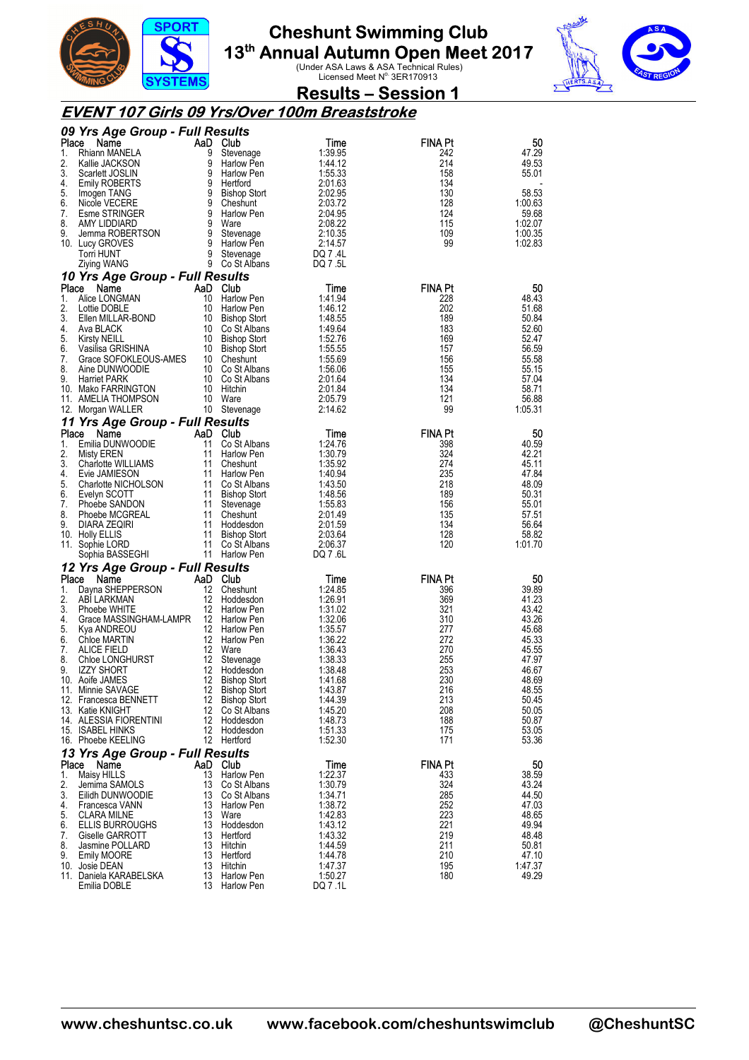# Cheshunt Swimming Club
## 13th Annual Autumn Open Meet 2017
(Under ASA Laws & ASA Technical Rules)
Licensed Meet N° 3ER170913

## Results – Session 1

### EVENT 107 Girls 09 Yrs/Over 100m Breaststroke

#### 09 Yrs Age Group - Full Results

| Place | Name | AaD | Club | Time | FINA Pt | 50 |
|---|---|---|---|---|---|---|
| 1. | Rhiann MANELA | 9 | Stevenage | 1:39.95 | 242 | 47.29 |
| 2. | Kallie JACKSON | 9 | Harlow Pen | 1:44.12 | 214 | 49.53 |
| 3. | Scarlett JOSLIN | 9 | Harlow Pen | 1:55.33 | 158 | 55.01 |
| 4. | Emily ROBERTS | 9 | Hertford | 2:01.63 | 134 | - |
| 5. | Imogen TANG | 9 | Bishop Stort | 2:02.95 | 130 | 58.53 |
| 6. | Nicole VECERE | 9 | Cheshunt | 2:03.72 | 128 | 1:00.63 |
| 7. | Esme STRINGER | 9 | Harlow Pen | 2:04.95 | 124 | 59.68 |
| 8. | AMY LIDDIARD | 9 | Ware | 2:08.22 | 115 | 1:02.07 |
| 9. | Jemma ROBERTSON | 9 | Stevenage | 2:10.35 | 109 | 1:00.35 |
| 10. | Lucy GROVES | 9 | Harlow Pen | 2:14.57 | 99 | 1:02.83 |
| | Torri HUNT | 9 | Stevenage | DQ 7 .4L | | |
| | Ziying WANG | 9 | Co St Albans | DQ 7 .5L | | |

#### 10 Yrs Age Group - Full Results

| Place | Name | AaD | Club | Time | FINA Pt | 50 |
|---|---|---|---|---|---|---|
| 1. | Alice LONGMAN | 10 | Harlow Pen | 1:41.94 | 228 | 48.43 |
| 2. | Lottie DOBLE | 10 | Harlow Pen | 1:46.12 | 202 | 51.68 |
| 3. | Ellen MILLAR-BOND | 10 | Bishop Stort | 1:48.55 | 189 | 50.84 |
| 4. | Ava BLACK | 10 | Co St Albans | 1:49.64 | 183 | 52.60 |
| 5. | Kirsty NEILL | 10 | Bishop Stort | 1:52.76 | 169 | 52.47 |
| 6. | Vasilisa GRISHINA | 10 | Bishop Stort | 1:55.55 | 157 | 56.59 |
| 7. | Grace SOFOKLEOUS-AMES | 10 | Cheshunt | 1:55.69 | 156 | 55.58 |
| 8. | Aine DUNWOODIE | 10 | Co St Albans | 1:56.06 | 155 | 55.15 |
| 9. | Harriet PARK | 10 | Co St Albans | 2:01.64 | 134 | 57.04 |
| 10. | Mako FARRINGTON | 10 | Hitchin | 2:01.84 | 134 | 58.71 |
| 11. | AMELIA THOMPSON | 10 | Ware | 2:05.79 | 121 | 56.88 |
| 12. | Morgan WALLER | 10 | Stevenage | 2:14.62 | 99 | 1:05.31 |

#### 11 Yrs Age Group - Full Results

| Place | Name | AaD | Club | Time | FINA Pt | 50 |
|---|---|---|---|---|---|---|
| 1. | Emilia DUNWOODIE | 11 | Co St Albans | 1:24.76 | 398 | 40.59 |
| 2. | Misty EREN | 11 | Harlow Pen | 1:30.79 | 324 | 42.21 |
| 3. | Charlotte WILLIAMS | 11 | Cheshunt | 1:35.92 | 274 | 45.11 |
| 4. | Evie JAMIESON | 11 | Harlow Pen | 1:40.94 | 235 | 47.84 |
| 5. | Charlotte NICHOLSON | 11 | Co St Albans | 1:43.50 | 218 | 48.09 |
| 6. | Evelyn SCOTT | 11 | Bishop Stort | 1:48.56 | 189 | 50.31 |
| 7. | Phoebe SANDON | 11 | Stevenage | 1:55.83 | 156 | 55.01 |
| 8. | Phoebe MCGREAL | 11 | Cheshunt | 2:01.49 | 135 | 57.51 |
| 9. | DIARA ZEQIRI | 11 | Hoddesdon | 2:01.59 | 134 | 56.64 |
| 10. | Holly ELLIS | 11 | Bishop Stort | 2:03.64 | 128 | 58.82 |
| 11. | Sophie LORD | 11 | Co St Albans | 2:06.37 | 120 | 1:01.70 |
| | Sophia BASSEGHI | 11 | Harlow Pen | DQ 7 .6L | | |

#### 12 Yrs Age Group - Full Results

| Place | Name | AaD | Club | Time | FINA Pt | 50 |
|---|---|---|---|---|---|---|
| 1. | Dayna SHEPPERSON | 12 | Cheshunt | 1:24.85 | 396 | 39.89 |
| 2. | ABI LARKMAN | 12 | Hoddesdon | 1:26.91 | 369 | 41.23 |
| 3. | Phoebe WHITE | 12 | Harlow Pen | 1:31.02 | 321 | 43.42 |
| 4. | Grace MASSINGHAM-LAMPR | 12 | Harlow Pen | 1:32.06 | 310 | 43.26 |
| 5. | Kya ANDREOU | 12 | Harlow Pen | 1:35.57 | 277 | 45.68 |
| 6. | Chloe MARTIN | 12 | Harlow Pen | 1:36.22 | 272 | 45.33 |
| 7. | ALICE FIELD | 12 | Ware | 1:36.43 | 270 | 45.55 |
| 8. | Chloe LONGHURST | 12 | Stevenage | 1:38.33 | 255 | 47.97 |
| 9. | IZZY SHORT | 12 | Hoddesdon | 1:38.48 | 253 | 46.67 |
| 10. | Aoife JAMES | 12 | Bishop Stort | 1:41.68 | 230 | 48.69 |
| 11. | Minnie SAVAGE | 12 | Bishop Stort | 1:43.87 | 216 | 48.55 |
| 12. | Francesca BENNETT | 12 | Bishop Stort | 1:44.39 | 213 | 50.45 |
| 13. | Katie KNIGHT | 12 | Co St Albans | 1:45.20 | 208 | 50.05 |
| 14. | ALESSIA FIORENTINI | 12 | Hoddesdon | 1:48.73 | 188 | 50.87 |
| 15. | ISABEL HINKS | 12 | Hoddesdon | 1:51.33 | 175 | 53.05 |
| 16. | Phoebe KEELING | 12 | Hertford | 1:52.30 | 171 | 53.36 |

#### 13 Yrs Age Group - Full Results

| Place | Name | AaD | Club | Time | FINA Pt | 50 |
|---|---|---|---|---|---|---|
| 1. | Maisy HILLS | 13 | Harlow Pen | 1:22.37 | 433 | 38.59 |
| 2. | Jemima SAMOLS | 13 | Co St Albans | 1:30.79 | 324 | 43.24 |
| 3. | Eilidh DUNWOODIE | 13 | Co St Albans | 1:34.71 | 285 | 44.50 |
| 4. | Francesca VANN | 13 | Harlow Pen | 1:38.72 | 252 | 47.03 |
| 5. | CLARA MILNE | 13 | Ware | 1:42.83 | 223 | 48.65 |
| 6. | ELLIS BURROUGHS | 13 | Hoddesdon | 1:43.12 | 221 | 49.94 |
| 7. | Giselle GARROTT | 13 | Hertford | 1:43.32 | 219 | 48.48 |
| 8. | Jasmine POLLARD | 13 | Hitchin | 1:44.59 | 211 | 50.81 |
| 9. | Emily MOORE | 13 | Hertford | 1:44.78 | 210 | 47.10 |
| 10. | Josie DEAN | 13 | Hitchin | 1:47.37 | 195 | 1:47.37 |
| 11. | Daniela KARABELSKA | 13 | Harlow Pen | 1:50.27 | 180 | 49.29 |
| | Emilia DOBLE | 13 | Harlow Pen | DQ 7 .1L | | |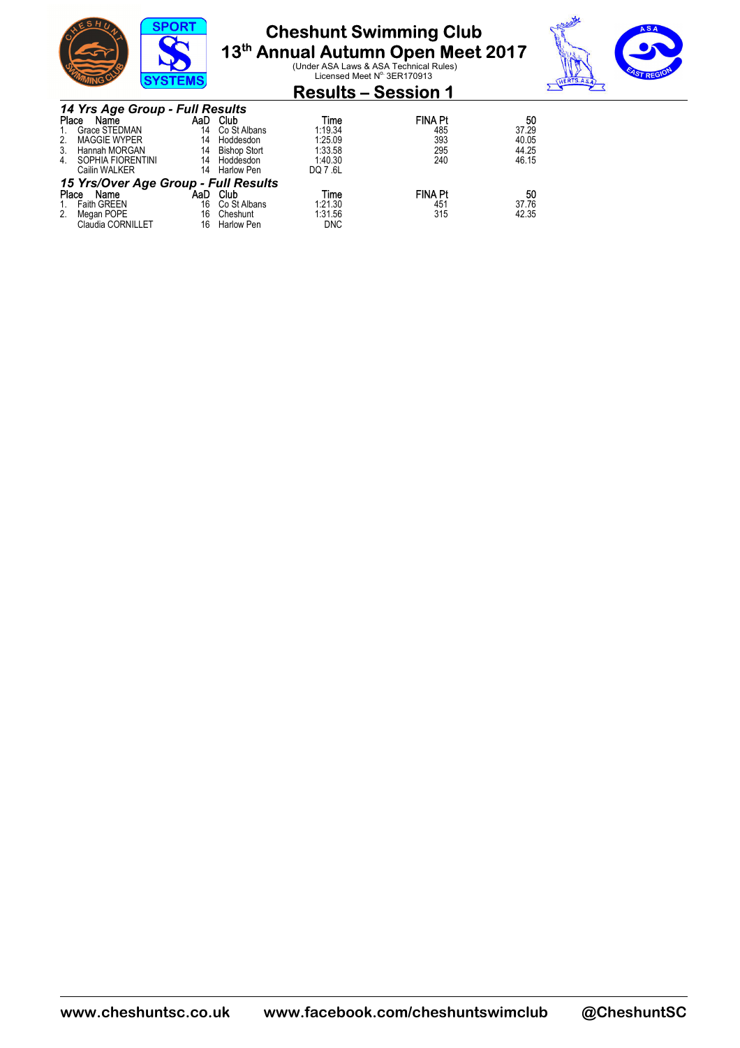# Cheshunt Swimming Club

## 13th Annual Autumn Open Meet 2017

(Under ASA Laws & ASA Technical Rules)
Licensed Meet N° 3ER170913

## Results – Session 1

### *14 Yrs Age Group - Full Results*

| Place | Name | AaD | Club | Time | FINA Pt | 50 |
|---|---|---|---|---|---|---|
| 1. | Grace STEDMAN | 14 | Co St Albans | 1:19.34 | 485 | 37.29 |
| 2. | MAGGIE WYPER | 14 | Hoddesdon | 1:25.09 | 393 | 40.05 |
| 3. | Hannah MORGAN | 14 | Bishop Stort | 1:33.58 | 295 | 44.25 |
| 4. | SOPHIA FIORENTINI | 14 | Hoddesdon | 1:40.30 | 240 | 46.15 |
| | Cailin WALKER | 14 | Harlow Pen | DQ 7 .6L | | |

### *15 Yrs/Over Age Group - Full Results*

| Place | Name | AaD | Club | Time | FINA Pt | 50 |
|---|---|---|---|---|---|---|
| 1. | Faith GREEN | 16 | Co St Albans | 1:21.30 | 451 | 37.76 |
| 2. | Megan POPE | 16 | Cheshunt | 1:31.56 | 315 | 42.35 |
| | Claudia CORNILLET | 16 | Harlow Pen | DNC | | |

www.cheshuntsc.co.uk www.facebook.com/cheshuntswimclub @CheshuntSC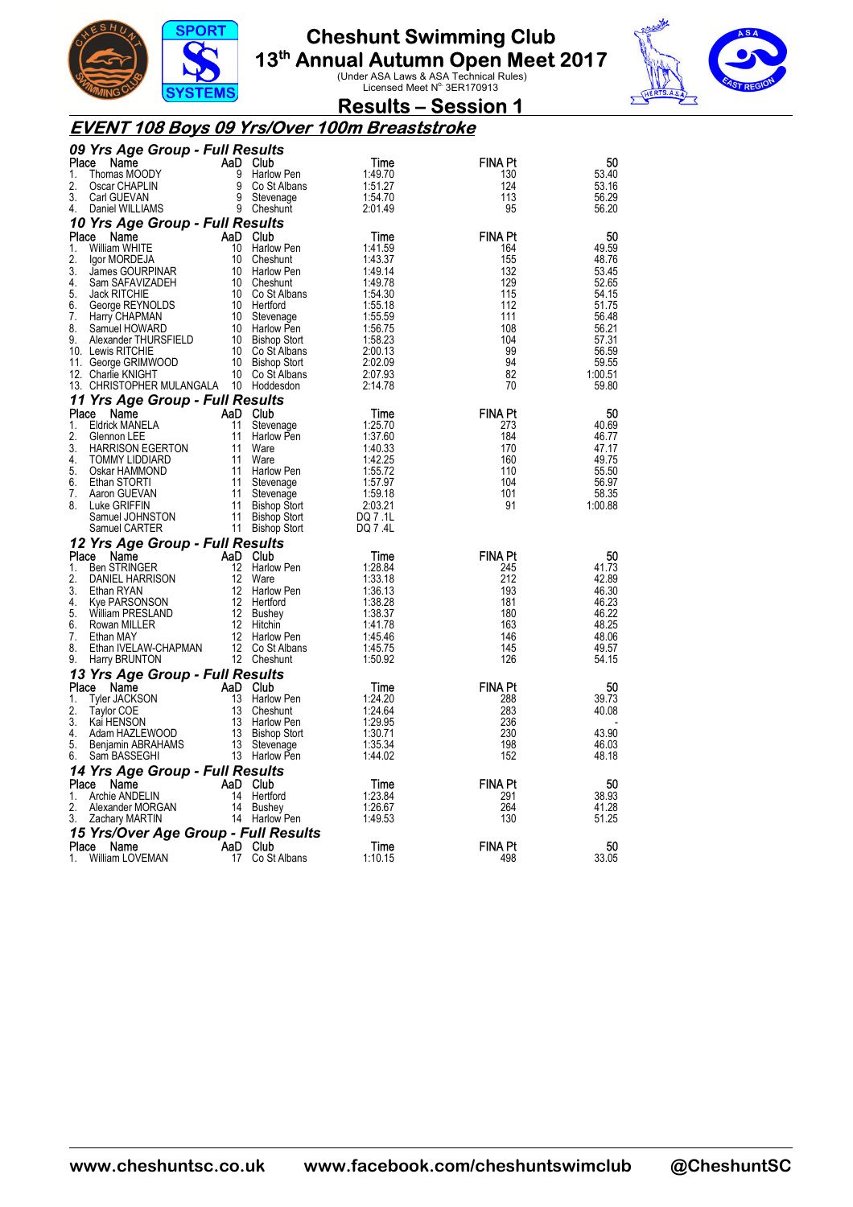# Cheshunt Swimming Club

## 13th Annual Autumn Open Meet 2017

(Under ASA Laws & ASA Technical Rules)
Licensed Meet N° 3ER170913

## Results – Session 1

### *EVENT 108 Boys 09 Yrs/Over 100m Breaststroke*

#### *09 Yrs Age Group - Full Results*

| Place | Name | AaD | Club | Time | FINA Pt | 50 |
|---|---|---|---|---|---|---|
| 1. | Thomas MOODY | 9 | Harlow Pen | 1:49.70 | 130 | 53.40 |
| 2. | Oscar CHAPLIN | 9 | Co St Albans | 1:51.27 | 124 | 53.16 |
| 3. | Carl GUEVAN | 9 | Stevenage | 1:54.70 | 113 | 56.29 |
| 4. | Daniel WILLIAMS | 9 | Cheshunt | 2:01.49 | 95 | 56.20 |

#### *10 Yrs Age Group - Full Results*

| Place | Name | AaD | Club | Time | FINA Pt | 50 |
|---|---|---|---|---|---|---|
| 1. | William WHITE | 10 | Harlow Pen | 1:41.59 | 164 | 49.59 |
| 2. | Igor MORDEJA | 10 | Cheshunt | 1:43.37 | 155 | 48.76 |
| 3. | James GOURPINAR | 10 | Harlow Pen | 1:49.14 | 132 | 53.45 |
| 4. | Sam SAFAVIZADEH | 10 | Cheshunt | 1:49.78 | 129 | 52.65 |
| 5. | Jack RITCHIE | 10 | Co St Albans | 1:54.30 | 115 | 54.15 |
| 6. | George REYNOLDS | 10 | Hertford | 1:55.18 | 112 | 51.75 |
| 7. | Harry CHAPMAN | 10 | Stevenage | 1:55.59 | 111 | 56.48 |
| 8. | Samuel HOWARD | 10 | Harlow Pen | 1:56.75 | 108 | 56.21 |
| 9. | Alexander THURSFIELD | 10 | Bishop Stort | 1:58.23 | 104 | 57.31 |
| 10. | Lewis RITCHIE | 10 | Co St Albans | 2:00.13 | 99 | 56.59 |
| 11. | George GRIMWOOD | 10 | Bishop Stort | 2:02.09 | 94 | 59.55 |
| 12. | Charlie KNIGHT | 10 | Co St Albans | 2:07.93 | 82 | 1:00.51 |
| 13. | CHRISTOPHER MULANGALA | 10 | Hoddesdon | 2:14.78 | 70 | 59.80 |

#### *11 Yrs Age Group - Full Results*

| Place | Name | AaD | Club | Time | FINA Pt | 50 |
|---|---|---|---|---|---|---|
| 1. | Eldrick MANELA | 11 | Stevenage | 1:25.70 | 273 | 40.69 |
| 2. | Glennon LEE | 11 | Harlow Pen | 1:37.60 | 184 | 46.77 |
| 3. | HARRISON EGERTON | 11 | Ware | 1:40.33 | 170 | 47.17 |
| 4. | TOMMY LIDDIARD | 11 | Ware | 1:42.25 | 160 | 49.75 |
| 5. | Oskar HAMMOND | 11 | Harlow Pen | 1:55.72 | 110 | 55.50 |
| 6. | Ethan STORTI | 11 | Stevenage | 1:57.97 | 104 | 56.97 |
| 7. | Aaron GUEVAN | 11 | Stevenage | 1:59.18 | 101 | 58.35 |
| 8. | Luke GRIFFIN | 11 | Bishop Stort | 2:03.21 | 91 | 1:00.88 |
| | Samuel JOHNSTON | 11 | Bishop Stort | DQ 7 .1L | | |
| | Samuel CARTER | 11 | Bishop Stort | DQ 7 .4L | | |

#### *12 Yrs Age Group - Full Results*

| Place | Name | AaD | Club | Time | FINA Pt | 50 |
|---|---|---|---|---|---|---|
| 1. | Ben STRINGER | 12 | Harlow Pen | 1:28.84 | 245 | 41.73 |
| 2. | DANIEL HARRISON | 12 | Ware | 1:33.18 | 212 | 42.89 |
| 3. | Ethan RYAN | 12 | Harlow Pen | 1:36.13 | 193 | 46.30 |
| 4. | Kye PARSONSON | 12 | Hertford | 1:38.28 | 181 | 46.23 |
| 5. | William PRESLAND | 12 | Bushey | 1:38.37 | 180 | 46.22 |
| 6. | Rowan MILLER | 12 | Hitchin | 1:41.78 | 163 | 48.25 |
| 7. | Ethan MAY | 12 | Harlow Pen | 1:45.46 | 146 | 48.06 |
| 8. | Ethan IVELAW-CHAPMAN | 12 | Co St Albans | 1:45.75 | 145 | 49.57 |
| 9. | Harry BRUNTON | 12 | Cheshunt | 1:50.92 | 126 | 54.15 |

#### *13 Yrs Age Group - Full Results*

| Place | Name | AaD | Club | Time | FINA Pt | 50 |
|---|---|---|---|---|---|---|
| 1. | Tyler JACKSON | 13 | Harlow Pen | 1:24.20 | 288 | 39.73 |
| 2. | Taylor COE | 13 | Cheshunt | 1:24.64 | 283 | 40.08 |
| 3. | Kai HENSON | 13 | Harlow Pen | 1:29.95 | 236 | - |
| 4. | Adam HAZLEWOOD | 13 | Bishop Stort | 1:30.71 | 230 | 43.90 |
| 5. | Benjamin ABRAHAMS | 13 | Stevenage | 1:35.34 | 198 | 46.03 |
| 6. | Sam BASSEGHI | 13 | Harlow Pen | 1:44.02 | 152 | 48.18 |

#### *14 Yrs Age Group - Full Results*

| Place | Name | AaD | Club | Time | FINA Pt | 50 |
|---|---|---|---|---|---|---|
| 1. | Archie ANDELIN | 14 | Hertford | 1:23.84 | 291 | 38.93 |
| 2. | Alexander MORGAN | 14 | Bushey | 1:26.67 | 264 | 41.28 |
| 3. | Zachary MARTIN | 14 | Harlow Pen | 1:49.53 | 130 | 51.25 |

#### *15 Yrs/Over Age Group - Full Results*

| Place | Name | AaD | Club | Time | FINA Pt | 50 |
|---|---|---|---|---|---|---|
| 1. | William LOVEMAN | 17 | Co St Albans | 1:10.15 | 498 | 33.05 |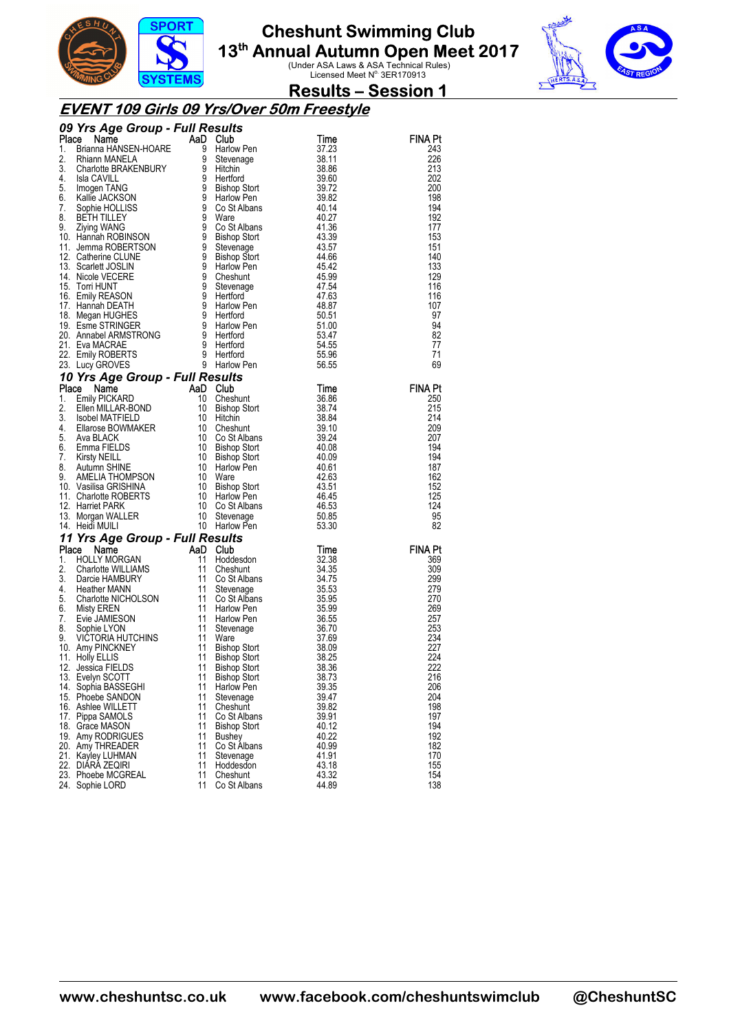# Cheshunt Swimming Club

## 13th Annual Autumn Open Meet 2017

(Under ASA Laws & ASA Technical Rules)
Licensed Meet N° 3ER170913

## Results – Session 1

### EVENT 109 Girls 09 Yrs/Over 50m Freestyle

#### 09 Yrs Age Group - Full Results

| Place | Name | AaD | Club | Time | FINA Pt |
|---|---|---|---|---|---|
| 1. | Brianna HANSEN-HOARE | 9 | Harlow Pen | 37.23 | 243 |
| 2. | Rhiann MANELA | 9 | Stevenage | 38.11 | 226 |
| 3. | Charlotte BRAKENBURY | 9 | Hitchin | 38.86 | 213 |
| 4. | Isla CAVILL | 9 | Hertford | 39.60 | 202 |
| 5. | Imogen TANG | 9 | Bishop Stort | 39.72 | 200 |
| 6. | Kallie JACKSON | 9 | Harlow Pen | 39.82 | 198 |
| 7. | Sophie HOLLISS | 9 | Co St Albans | 40.14 | 194 |
| 8. | BETH TILLEY | 9 | Ware | 40.27 | 192 |
| 9. | Ziying WANG | 9 | Co St Albans | 41.36 | 177 |
| 10. | Hannah ROBINSON | 9 | Bishop Stort | 43.39 | 153 |
| 11. | Jemma ROBERTSON | 9 | Stevenage | 43.57 | 151 |
| 12. | Catherine CLUNE | 9 | Bishop Stort | 44.66 | 140 |
| 13. | Scarlett JOSLIN | 9 | Harlow Pen | 45.42 | 133 |
| 14. | Nicole VECERE | 9 | Cheshunt | 45.99 | 129 |
| 15. | Torri HUNT | 9 | Stevenage | 47.54 | 116 |
| 16. | Emily REASON | 9 | Hertford | 47.63 | 116 |
| 17. | Hannah DEATH | 9 | Harlow Pen | 48.87 | 107 |
| 18. | Megan HUGHES | 9 | Hertford | 50.51 | 97 |
| 19. | Esme STRINGER | 9 | Harlow Pen | 51.00 | 94 |
| 20. | Annabel ARMSTRONG | 9 | Hertford | 53.47 | 82 |
| 21. | Eva MACRAE | 9 | Hertford | 54.55 | 77 |
| 22. | Emily ROBERTS | 9 | Hertford | 55.96 | 71 |
| 23. | Lucy GROVES | 9 | Harlow Pen | 56.55 | 69 |

#### 10 Yrs Age Group - Full Results

| Place | Name | AaD | Club | Time | FINA Pt |
|---|---|---|---|---|---|
| 1. | Emily PICKARD | 10 | Cheshunt | 36.86 | 250 |
| 2. | Ellen MILLAR-BOND | 10 | Bishop Stort | 38.74 | 215 |
| 3. | Isobel MATFIELD | 10 | Hitchin | 38.84 | 214 |
| 4. | Ellarose BOWMAKER | 10 | Cheshunt | 39.10 | 209 |
| 5. | Ava BLACK | 10 | Co St Albans | 39.24 | 207 |
| 6. | Emma FIELDS | 10 | Bishop Stort | 40.08 | 194 |
| 7. | Kirsty NEILL | 10 | Bishop Stort | 40.09 | 194 |
| 8. | Autumn SHINE | 10 | Harlow Pen | 40.61 | 187 |
| 9. | AMELIA THOMPSON | 10 | Ware | 42.63 | 162 |
| 10. | Vasilisa GRISHINA | 10 | Bishop Stort | 43.51 | 152 |
| 11. | Charlotte ROBERTS | 10 | Harlow Pen | 46.45 | 125 |
| 12. | Harriet PARK | 10 | Co St Albans | 46.53 | 124 |
| 13. | Morgan WALLER | 10 | Stevenage | 50.85 | 95 |
| 14. | Heidi MUILI | 10 | Harlow Pen | 53.30 | 82 |

#### 11 Yrs Age Group - Full Results

| Place | Name | AaD | Club | Time | FINA Pt |
|---|---|---|---|---|---|
| 1. | HOLLY MORGAN | 11 | Hoddesdon | 32.38 | 369 |
| 2. | Charlotte WILLIAMS | 11 | Cheshunt | 34.35 | 309 |
| 3. | Darcie HAMBURY | 11 | Co St Albans | 34.75 | 299 |
| 4. | Heather MANN | 11 | Stevenage | 35.53 | 279 |
| 5. | Charlotte NICHOLSON | 11 | Co St Albans | 35.95 | 270 |
| 6. | Misty EREN | 11 | Harlow Pen | 35.99 | 269 |
| 7. | Evie JAMIESON | 11 | Harlow Pen | 36.55 | 257 |
| 8. | Sophie LYON | 11 | Stevenage | 36.70 | 253 |
| 9. | VICTORIA HUTCHINS | 11 | Ware | 37.69 | 234 |
| 10. | Amy PINCKNEY | 11 | Bishop Stort | 38.09 | 227 |
| 11. | Holly ELLIS | 11 | Bishop Stort | 38.25 | 224 |
| 12. | Jessica FIELDS | 11 | Bishop Stort | 38.36 | 222 |
| 13. | Evelyn SCOTT | 11 | Bishop Stort | 38.73 | 216 |
| 14. | Sophia BASSEGHI | 11 | Harlow Pen | 39.35 | 206 |
| 15. | Phoebe SANDON | 11 | Stevenage | 39.47 | 204 |
| 16. | Ashlee WILLETT | 11 | Cheshunt | 39.82 | 198 |
| 17. | Pippa SAMOLS | 11 | Co St Albans | 39.91 | 197 |
| 18. | Grace MASON | 11 | Bishop Stort | 40.12 | 194 |
| 19. | Amy RODRIGUES | 11 | Bushey | 40.22 | 192 |
| 20. | Amy THREADER | 11 | Co St Albans | 40.99 | 182 |
| 21. | Kayley LUHMAN | 11 | Stevenage | 41.91 | 170 |
| 22. | DIARA ZEQIRI | 11 | Hoddesdon | 43.18 | 155 |
| 23. | Phoebe MCGREAL | 11 | Cheshunt | 43.32 | 154 |
| 24. | Sophie LORD | 11 | Co St Albans | 44.89 | 138 |

www.cheshuntsc.co.uk www.facebook.com/cheshuntswimclub @CheshuntSC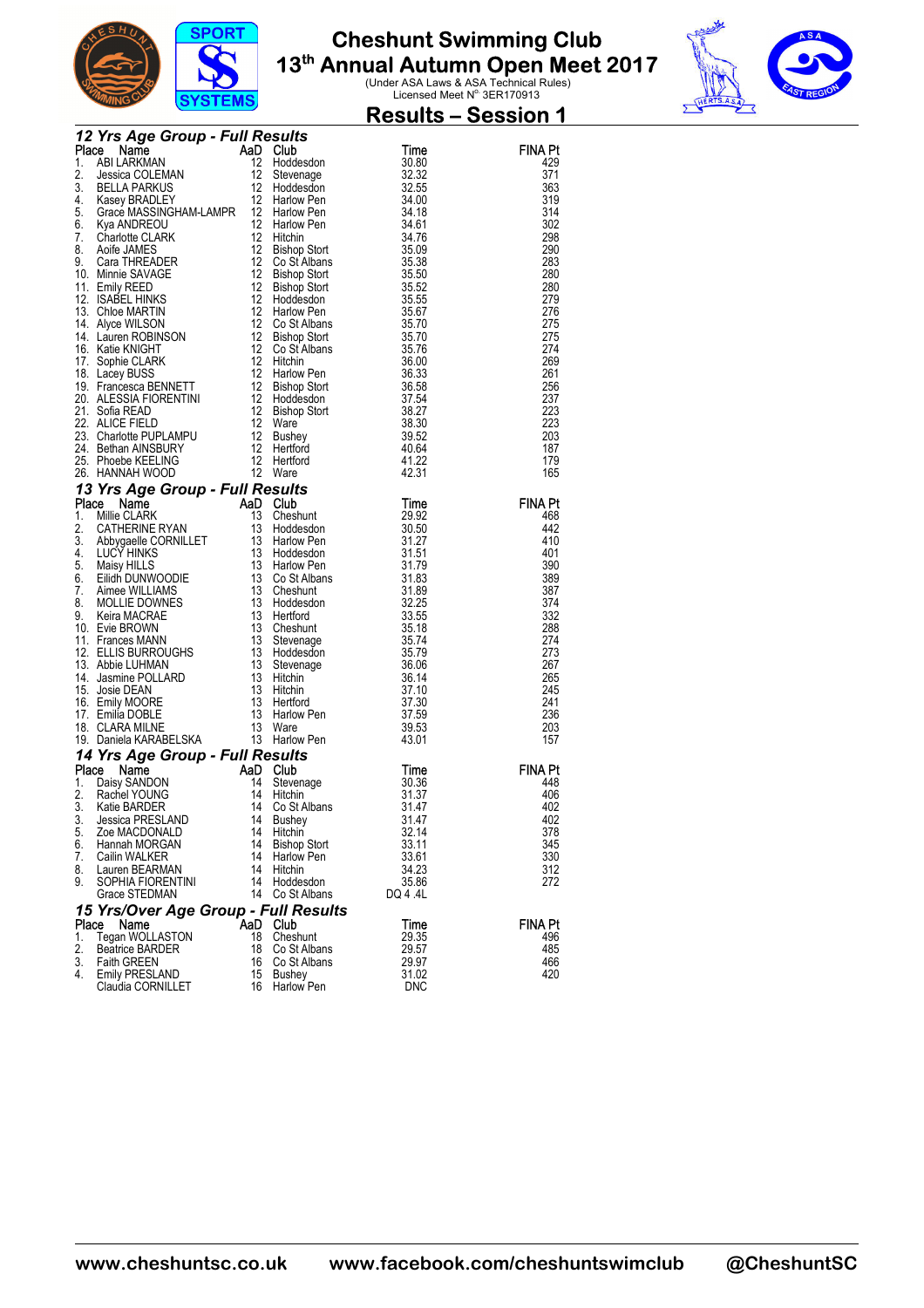# Cheshunt Swimming Club
## 13th Annual Autumn Open Meet 2017
(Under ASA Laws & ASA Technical Rules)
Licensed Meet N° 3ER170913

## Results – Session 1

### 12 Yrs Age Group - Full Results

| Place | Name | AaD | Club | Time | FINA Pt |
|---|---|---|---|---|---|
| 1. | ABI LARKMAN | 12 | Hoddesdon | 30.80 | 429 |
| 2. | Jessica COLEMAN | 12 | Stevenage | 32.32 | 371 |
| 3. | BELLA PARKUS | 12 | Hoddesdon | 32.55 | 363 |
| 4. | Kasey BRADLEY | 12 | Harlow Pen | 34.00 | 319 |
| 5. | Grace MASSINGHAM-LAMPR | 12 | Harlow Pen | 34.18 | 314 |
| 6. | Kya ANDREOU | 12 | Harlow Pen | 34.61 | 302 |
| 7. | Charlotte CLARK | 12 | Hitchin | 34.76 | 298 |
| 8. | Aoife JAMES | 12 | Bishop Stort | 35.09 | 290 |
| 9. | Cara THREADER | 12 | Co St Albans | 35.38 | 283 |
| 10. | Minnie SAVAGE | 12 | Bishop Stort | 35.50 | 280 |
| 11. | Emily REED | 12 | Bishop Stort | 35.52 | 280 |
| 12. | ISABEL HINKS | 12 | Hoddesdon | 35.55 | 279 |
| 13. | Chloe MARTIN | 12 | Harlow Pen | 35.67 | 276 |
| 14. | Alyce WILSON | 12 | Co St Albans | 35.70 | 275 |
| 14. | Lauren ROBINSON | 12 | Bishop Stort | 35.70 | 275 |
| 16. | Katie KNIGHT | 12 | Co St Albans | 35.76 | 274 |
| 17. | Sophie CLARK | 12 | Hitchin | 36.00 | 269 |
| 18. | Lacey BUSS | 12 | Harlow Pen | 36.33 | 261 |
| 19. | Francesca BENNETT | 12 | Bishop Stort | 36.58 | 256 |
| 20. | ALESSIA FIORENTINI | 12 | Hoddesdon | 37.54 | 237 |
| 21. | Sofia READ | 12 | Bishop Stort | 38.27 | 223 |
| 22. | ALICE FIELD | 12 | Ware | 38.30 | 223 |
| 23. | Charlotte PUPLAMPU | 12 | Bushey | 39.52 | 203 |
| 24. | Bethan AINSBURY | 12 | Hertford | 40.64 | 187 |
| 25. | Phoebe KEELING | 12 | Hertford | 41.22 | 179 |
| 26. | HANNAH WOOD | 12 | Ware | 42.31 | 165 |

### 13 Yrs Age Group - Full Results

| Place | Name | AaD | Club | Time | FINA Pt |
|---|---|---|---|---|---|
| 1. | Millie CLARK | 13 | Cheshunt | 29.92 | 468 |
| 2. | CATHERINE RYAN | 13 | Hoddesdon | 30.50 | 442 |
| 3. | Abbygaelle CORNILLET | 13 | Harlow Pen | 31.27 | 410 |
| 4. | LUCY HINKS | 13 | Hoddesdon | 31.51 | 401 |
| 5. | Maisy HILLS | 13 | Harlow Pen | 31.79 | 390 |
| 6. | Eilidh DUNWOODIE | 13 | Co St Albans | 31.83 | 389 |
| 7. | Aimee WILLIAMS | 13 | Cheshunt | 31.89 | 387 |
| 8. | MOLLIE DOWNES | 13 | Hoddesdon | 32.25 | 374 |
| 9. | Keira MACRAE | 13 | Hertford | 33.55 | 332 |
| 10. | Evie BROWN | 13 | Cheshunt | 35.18 | 288 |
| 11. | Frances MANN | 13 | Stevenage | 35.74 | 274 |
| 12. | ELLIS BURROUGHS | 13 | Hoddesdon | 35.79 | 273 |
| 13. | Abbie LUHMAN | 13 | Stevenage | 36.06 | 267 |
| 14. | Jasmine POLLARD | 13 | Hitchin | 36.14 | 265 |
| 15. | Josie DEAN | 13 | Hitchin | 37.10 | 245 |
| 16. | Emily MOORE | 13 | Hertford | 37.30 | 241 |
| 17. | Emilia DOBLE | 13 | Harlow Pen | 37.59 | 236 |
| 18. | CLARA MILNE | 13 | Ware | 39.53 | 203 |
| 19. | Daniela KARABELSKA | 13 | Harlow Pen | 43.01 | 157 |

### 14 Yrs Age Group - Full Results

| Place | Name | AaD | Club | Time | FINA Pt |
|---|---|---|---|---|---|
| 1. | Daisy SANDON | 14 | Stevenage | 30.36 | 448 |
| 2. | Rachel YOUNG | 14 | Hitchin | 31.37 | 406 |
| 3. | Katie BARDER | 14 | Co St Albans | 31.47 | 402 |
| 3. | Jessica PRESLAND | 14 | Bushey | 31.47 | 402 |
| 5. | Zoe MACDONALD | 14 | Hitchin | 32.14 | 378 |
| 6. | Hannah MORGAN | 14 | Bishop Stort | 33.11 | 345 |
| 7. | Cailin WALKER | 14 | Harlow Pen | 33.61 | 330 |
| 8. | Lauren BEARMAN | 14 | Hitchin | 34.23 | 312 |
| 9. | SOPHIA FIORENTINI | 14 | Hoddesdon | 35.86 | 272 |
| | Grace STEDMAN | 14 | Co St Albans | DQ 4 .4L | |

### 15 Yrs/Over Age Group - Full Results

| Place | Name | AaD | Club | Time | FINA Pt |
|---|---|---|---|---|---|
| 1. | Tegan WOLLASTON | 18 | Cheshunt | 29.35 | 496 |
| 2. | Beatrice BARDER | 18 | Co St Albans | 29.57 | 485 |
| 3. | Faith GREEN | 16 | Co St Albans | 29.97 | 466 |
| 4. | Emily PRESLAND | 15 | Bushey | 31.02 | 420 |
| | Claudia CORNILLET | 16 | Harlow Pen | DNC | |

www.cheshuntsc.co.uk www.facebook.com/cheshuntswimclub @CheshuntSC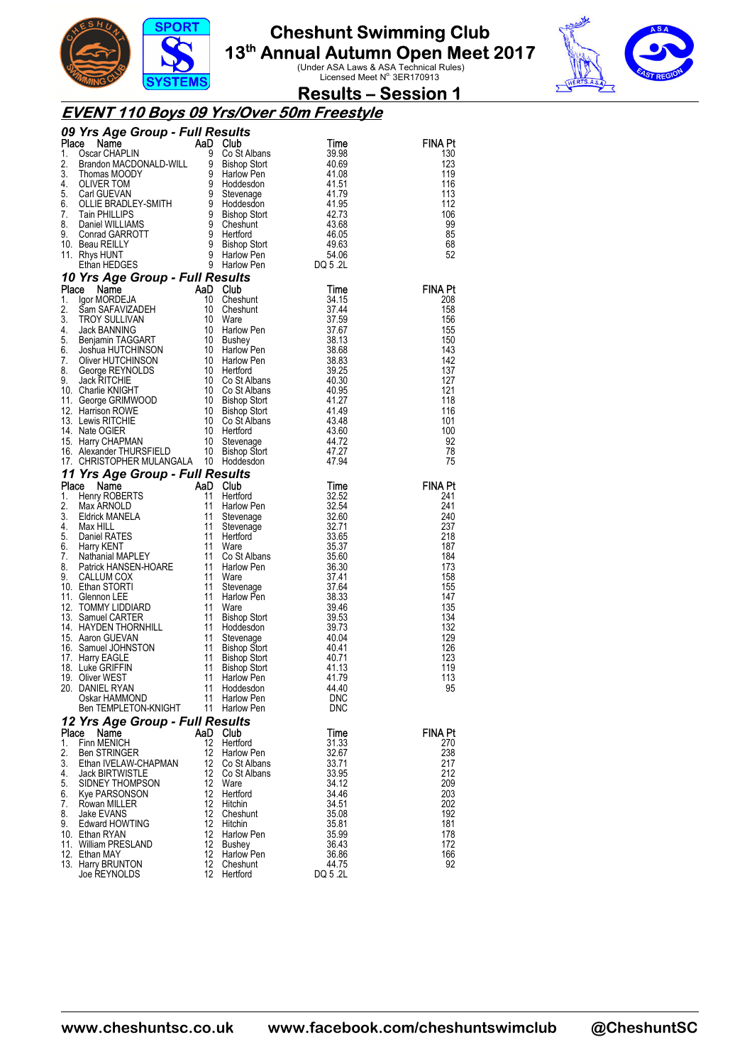# Cheshunt Swimming Club

## 13th Annual Autumn Open Meet 2017

(Under ASA Laws & ASA Technical Rules)
Licensed Meet N° 3ER170913

## Results – Session 1

## *EVENT 110 Boys 09 Yrs/Over 50m Freestyle*

### *09 Yrs Age Group - Full Results*

| Place | Name | AaD | Club | Time | FINA Pt |
|---|---|---|---|---|---|
| 1. | Oscar CHAPLIN | 9 | Co St Albans | 39.98 | 130 |
| 2. | Brandon MACDONALD-WILL | 9 | Bishop Stort | 40.69 | 123 |
| 3. | Thomas MOODY | 9 | Harlow Pen | 41.08 | 119 |
| 4. | OLIVER TOM | 9 | Hoddesdon | 41.51 | 116 |
| 5. | Carl GUEVAN | 9 | Stevenage | 41.79 | 113 |
| 6. | OLLIE BRADLEY-SMITH | 9 | Hoddesdon | 41.95 | 112 |
| 7. | Tain PHILLIPS | 9 | Bishop Stort | 42.73 | 106 |
| 8. | Daniel WILLIAMS | 9 | Cheshunt | 43.68 | 99 |
| 9. | Conrad GARROTT | 9 | Hertford | 46.05 | 85 |
| 10. | Beau REILLY | 9 | Bishop Stort | 49.63 | 68 |
| 11. | Rhys HUNT | 9 | Harlow Pen | 54.06 | 52 |
| | Ethan HEDGES | 9 | Harlow Pen | DQ 5 .2L | |

### *10 Yrs Age Group - Full Results*

| Place | Name | AaD | Club | Time | FINA Pt |
|---|---|---|---|---|---|
| 1. | Igor MORDEJA | 10 | Cheshunt | 34.15 | 208 |
| 2. | Sam SAFAVIZADEH | 10 | Cheshunt | 37.44 | 158 |
| 3. | TROY SULLIVAN | 10 | Ware | 37.59 | 156 |
| 4. | Jack BANNING | 10 | Harlow Pen | 37.67 | 155 |
| 5. | Benjamin TAGGART | 10 | Bushey | 38.13 | 150 |
| 6. | Joshua HUTCHINSON | 10 | Harlow Pen | 38.68 | 143 |
| 7. | Oliver HUTCHINSON | 10 | Harlow Pen | 38.83 | 142 |
| 8. | George REYNOLDS | 10 | Hertford | 39.25 | 137 |
| 9. | Jack RITCHIE | 10 | Co St Albans | 40.30 | 127 |
| 10. | Charlie KNIGHT | 10 | Co St Albans | 40.95 | 121 |
| 11. | George GRIMWOOD | 10 | Bishop Stort | 41.27 | 118 |
| 12. | Harrison ROWE | 10 | Bishop Stort | 41.49 | 116 |
| 13. | Lewis RITCHIE | 10 | Co St Albans | 43.48 | 101 |
| 14. | Nate OGIER | 10 | Hertford | 43.60 | 100 |
| 15. | Harry CHAPMAN | 10 | Stevenage | 44.72 | 92 |
| 16. | Alexander THURSFIELD | 10 | Bishop Stort | 47.27 | 78 |
| 17. | CHRISTOPHER MULANGALA | 10 | Hoddesdon | 47.94 | 75 |

### *11 Yrs Age Group - Full Results*

| Place | Name | AaD | Club | Time | FINA Pt |
|---|---|---|---|---|---|
| 1. | Henry ROBERTS | 11 | Hertford | 32.52 | 241 |
| 2. | Max ARNOLD | 11 | Harlow Pen | 32.54 | 241 |
| 3. | Eldrick MANELA | 11 | Stevenage | 32.60 | 240 |
| 4. | Max HILL | 11 | Stevenage | 32.71 | 237 |
| 5. | Daniel RATES | 11 | Hertford | 33.65 | 218 |
| 6. | Harry KENT | 11 | Ware | 35.37 | 187 |
| 7. | Nathanial MAPLEY | 11 | Co St Albans | 35.60 | 184 |
| 8. | Patrick HANSEN-HOARE | 11 | Harlow Pen | 36.30 | 173 |
| 9. | CALLUM COX | 11 | Ware | 37.41 | 158 |
| 10. | Ethan STORTI | 11 | Stevenage | 37.64 | 155 |
| 11. | Glennon LEE | 11 | Harlow Pen | 38.33 | 147 |
| 12. | TOMMY LIDDIARD | 11 | Ware | 39.46 | 135 |
| 13. | Samuel CARTER | 11 | Bishop Stort | 39.53 | 134 |
| 14. | HAYDEN THORNHILL | 11 | Hoddesdon | 39.73 | 132 |
| 15. | Aaron GUEVAN | 11 | Stevenage | 40.04 | 129 |
| 16. | Samuel JOHNSTON | 11 | Bishop Stort | 40.41 | 126 |
| 17. | Harry EAGLE | 11 | Bishop Stort | 40.71 | 123 |
| 18. | Luke GRIFFIN | 11 | Bishop Stort | 41.13 | 119 |
| 19. | Oliver WEST | 11 | Harlow Pen | 41.79 | 113 |
| 20. | DANIEL RYAN | 11 | Hoddesdon | 44.40 | 95 |
| | Oskar HAMMOND | 11 | Harlow Pen | DNC | |
| | Ben TEMPLETON-KNIGHT | 11 | Harlow Pen | DNC | |

### *12 Yrs Age Group - Full Results*

| Place | Name | AaD | Club | Time | FINA Pt |
|---|---|---|---|---|---|
| 1. | Finn MENICH | 12 | Hertford | 31.33 | 270 |
| 2. | Ben STRINGER | 12 | Harlow Pen | 32.67 | 238 |
| 3. | Ethan IVELAW-CHAPMAN | 12 | Co St Albans | 33.71 | 217 |
| 4. | Jack BIRTWISTLE | 12 | Co St Albans | 33.95 | 212 |
| 5. | SIDNEY THOMPSON | 12 | Ware | 34.12 | 209 |
| 6. | Kye PARSONSON | 12 | Hertford | 34.46 | 203 |
| 7. | Rowan MILLER | 12 | Hitchin | 34.51 | 202 |
| 8. | Jake EVANS | 12 | Cheshunt | 35.08 | 192 |
| 9. | Edward HOWTING | 12 | Hitchin | 35.81 | 181 |
| 10. | Ethan RYAN | 12 | Harlow Pen | 35.99 | 178 |
| 11. | William PRESLAND | 12 | Bushey | 36.43 | 172 |
| 12. | Ethan MAY | 12 | Harlow Pen | 36.86 | 166 |
| 13. | Harry BRUNTON | 12 | Cheshunt | 44.75 | 92 |
| | Joe REYNOLDS | 12 | Hertford | DQ 5 .2L | |

www.cheshuntsc.co.uk www.facebook.com/cheshuntswimclub @CheshuntSC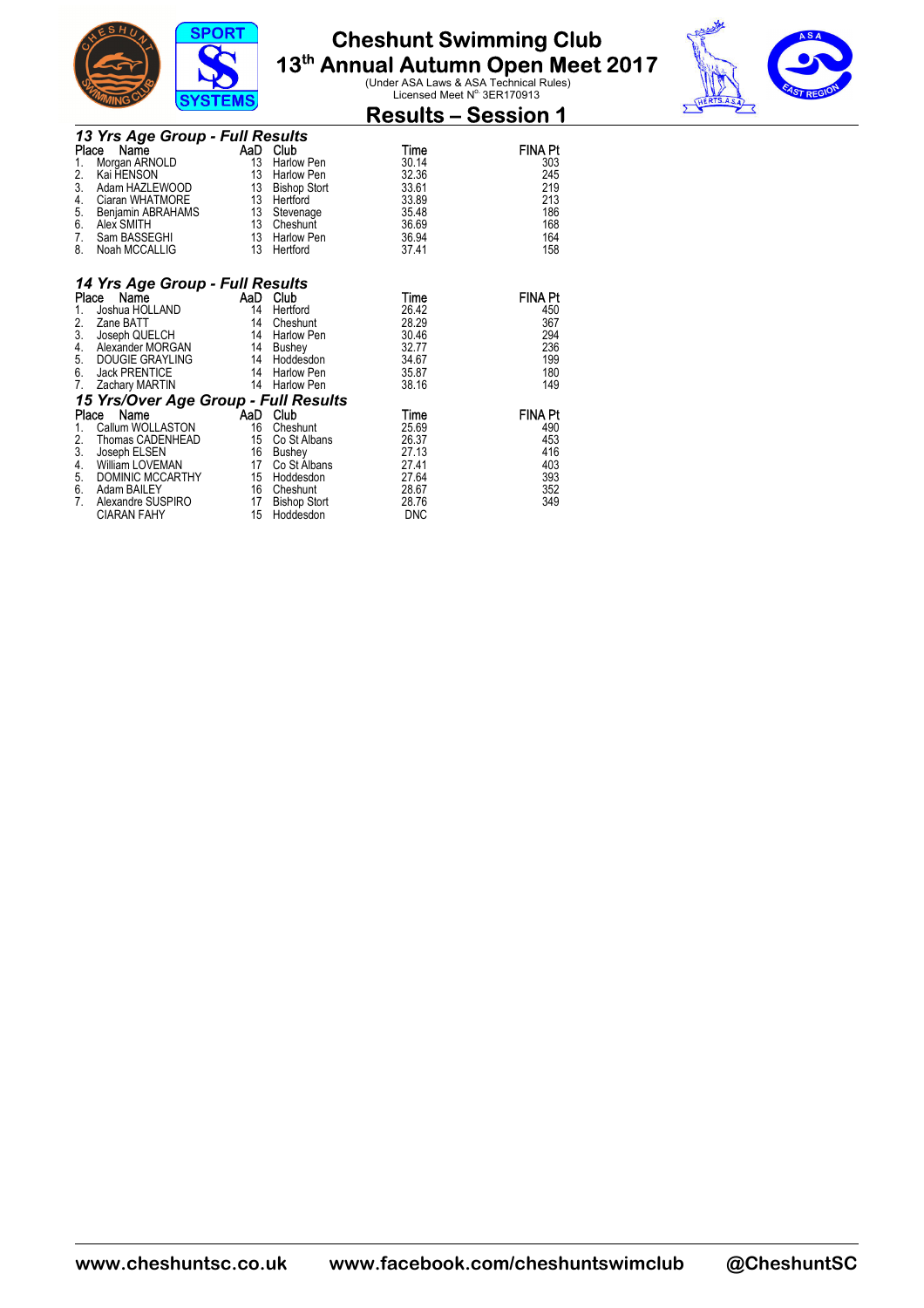# Cheshunt Swimming Club

## 13th Annual Autumn Open Meet 2017

(Under ASA Laws & ASA Technical Rules)
Licensed Meet N° 3ER170913

## Results – Session 1

### *13 Yrs Age Group - Full Results*

| Place | Name | AaD | Club | Time | FINA Pt |
|---|---|---|---|---|---|
| 1. | Morgan ARNOLD | 13 | Harlow Pen | 30.14 | 303 |
| 2. | Kai HENSON | 13 | Harlow Pen | 32.36 | 245 |
| 3. | Adam HAZLEWOOD | 13 | Bishop Stort | 33.61 | 219 |
| 4. | Ciaran WHATMORE | 13 | Hertford | 33.89 | 213 |
| 5. | Benjamin ABRAHAMS | 13 | Stevenage | 35.48 | 186 |
| 6. | Alex SMITH | 13 | Cheshunt | 36.69 | 168 |
| 7. | Sam BASSEGHI | 13 | Harlow Pen | 36.94 | 164 |
| 8. | Noah MCCALLIG | 13 | Hertford | 37.41 | 158 |

### *14 Yrs Age Group - Full Results*

| Place | Name | AaD | Club | Time | FINA Pt |
|---|---|---|---|---|---|
| 1. | Joshua HOLLAND | 14 | Hertford | 26.42 | 450 |
| 2. | Zane BATT | 14 | Cheshunt | 28.29 | 367 |
| 3. | Joseph QUELCH | 14 | Harlow Pen | 30.46 | 294 |
| 4. | Alexander MORGAN | 14 | Bushey | 32.77 | 236 |
| 5. | DOUGIE GRAYLING | 14 | Hoddesdon | 34.67 | 199 |
| 6. | Jack PRENTICE | 14 | Harlow Pen | 35.87 | 180 |
| 7. | Zachary MARTIN | 14 | Harlow Pen | 38.16 | 149 |

### *15 Yrs/Over Age Group - Full Results*

| Place | Name | AaD | Club | Time | FINA Pt |
|---|---|---|---|---|---|
| 1. | Callum WOLLASTON | 16 | Cheshunt | 25.69 | 490 |
| 2. | Thomas CADENHEAD | 15 | Co St Albans | 26.37 | 453 |
| 3. | Joseph ELSEN | 16 | Bushey | 27.13 | 416 |
| 4. | William LOVEMAN | 17 | Co St Albans | 27.41 | 403 |
| 5. | DOMINIC MCCARTHY | 15 | Hoddesdon | 27.64 | 393 |
| 6. | Adam BAILEY | 16 | Cheshunt | 28.67 | 352 |
| 7. | Alexandre SUSPIRO | 17 | Bishop Stort | 28.76 | 349 |
| | CIARAN FAHY | 15 | Hoddesdon | DNC | |

**www.cheshuntsc.co.uk** **www.facebook.com/cheshuntswimclub** **@CheshuntSC**